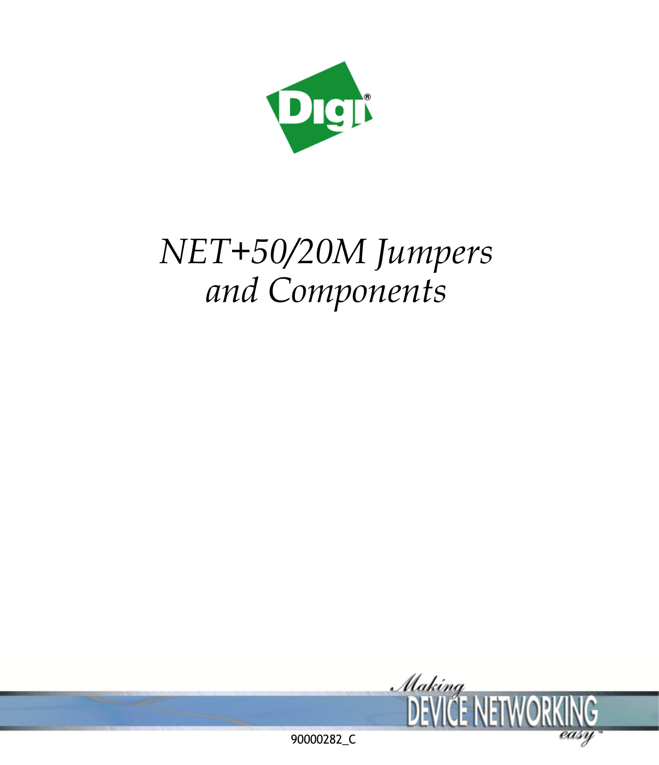# *NET+50/20M Jumpers and Components*

90000282_C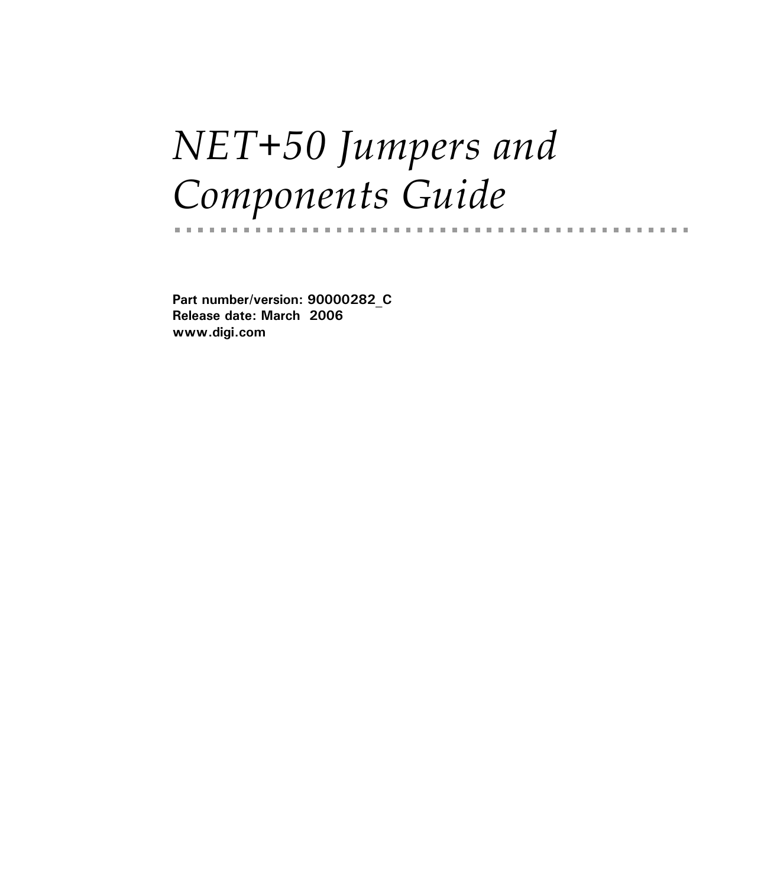# *NET+50 Jumpers and Components Guide*

**Part number/version: 90000282_C**
**Release date: March 2006**
**www.digi.com**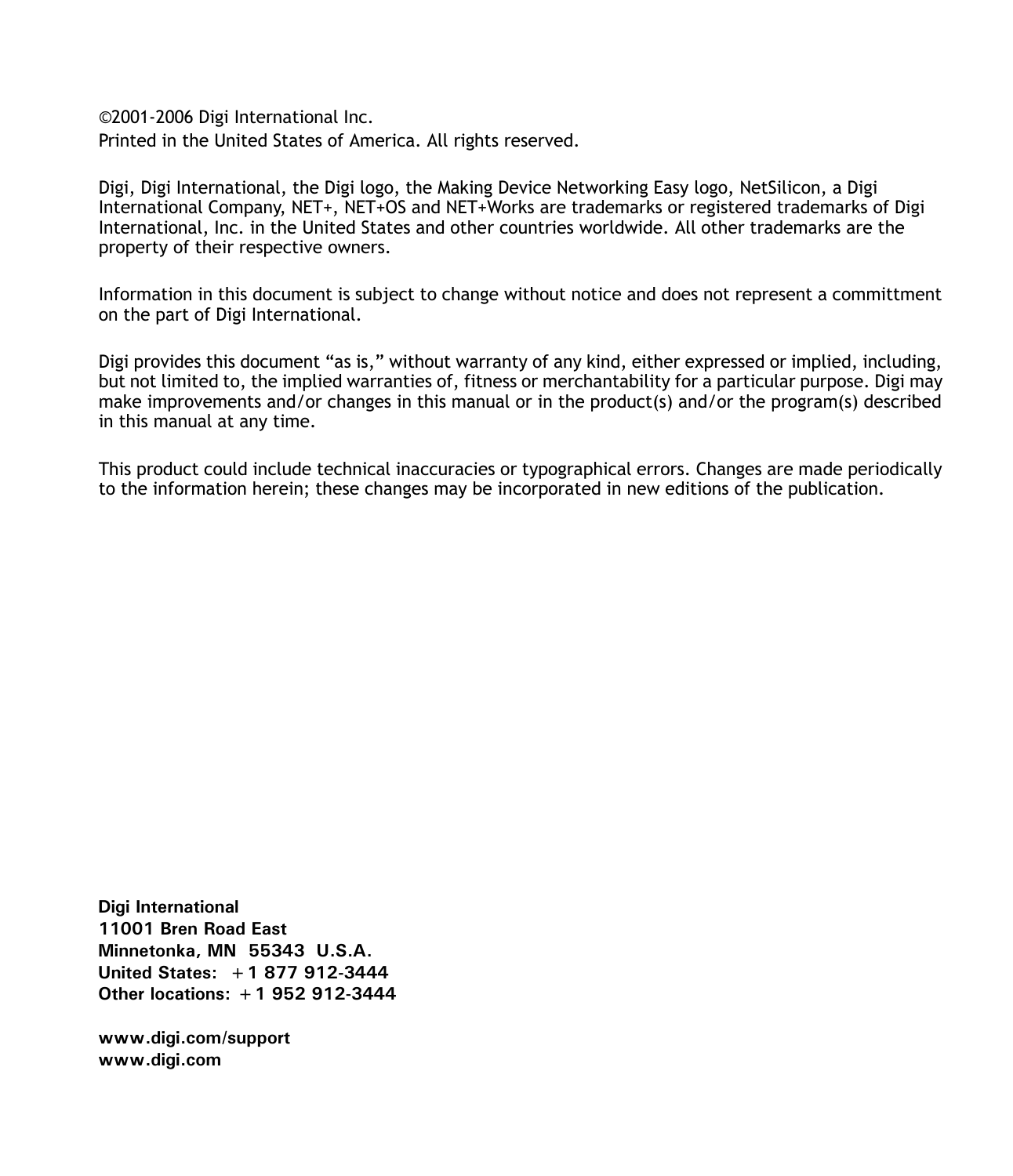©2001-2006 Digi International Inc.
Printed in the United States of America. All rights reserved.

Digi, Digi International, the Digi logo, the Making Device Networking Easy logo, NetSilicon, a Digi International Company, NET+, NET+OS and NET+Works are trademarks or registered trademarks of Digi International, Inc. in the United States and other countries worldwide. All other trademarks are the property of their respective owners.

Information in this document is subject to change without notice and does not represent a committment on the part of Digi International.

Digi provides this document "as is," without warranty of any kind, either expressed or implied, including, but not limited to, the implied warranties of, fitness or merchantability for a particular purpose. Digi may make improvements and/or changes in this manual or in the product(s) and/or the program(s) described in this manual at any time.

This product could include technical inaccuracies or typographical errors. Changes are made periodically to the information herein; these changes may be incorporated in new editions of the publication.

**Digi International**
**11001 Bren Road East**
**Minnetonka, MN 55343 U.S.A.**
**United States: +1 877 912-3444**
**Other locations: +1 952 912-3444**

**www.digi.com/support**
**www.digi.com**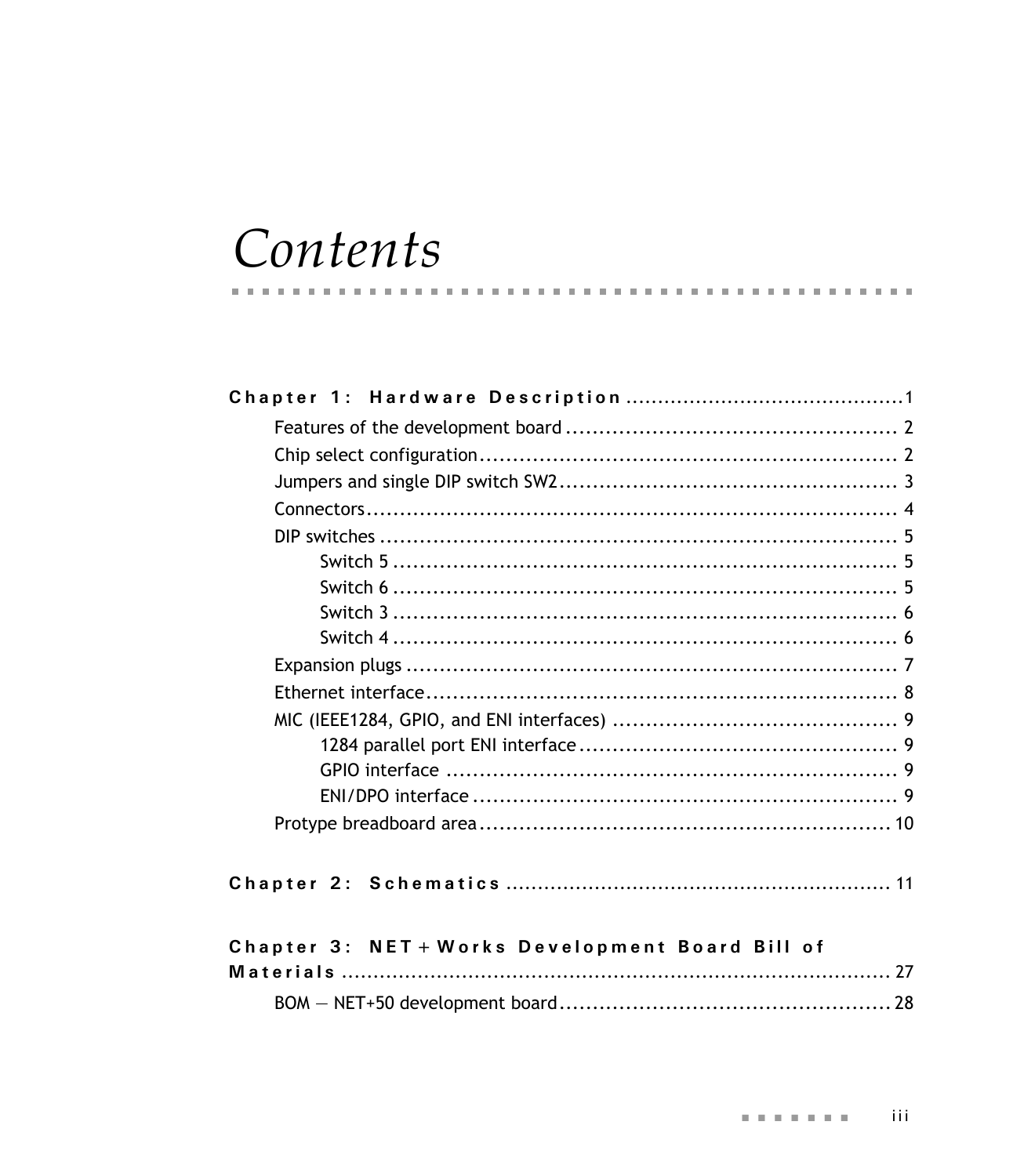# Contents

**Chapter 1: Hardware Description** ....................................1

- Features of the development board ....................................2
- Chip select configuration ....................................2
- Jumpers and single DIP switch SW2 ....................................3
- Connectors ....................................4
- DIP switches ....................................5
  - Switch 5 ....................................5
  - Switch 6 ....................................5
  - Switch 3 ....................................6
  - Switch 4 ....................................6
- Expansion plugs ....................................7
- Ethernet interface ....................................8
- MIC (IEEE1284, GPIO, and ENI interfaces) ....................................9
  - 1284 parallel port ENI interface ....................................9
  - GPIO interface ....................................9
  - ENI/DPO interface ....................................9
- Protype breadboard area ....................................10

**Chapter 2: Schematics** ....................................11

**Chapter 3: NET+Works Development Board Bill of Materials** ....................................27

- BOM — NET+50 development board ....................................28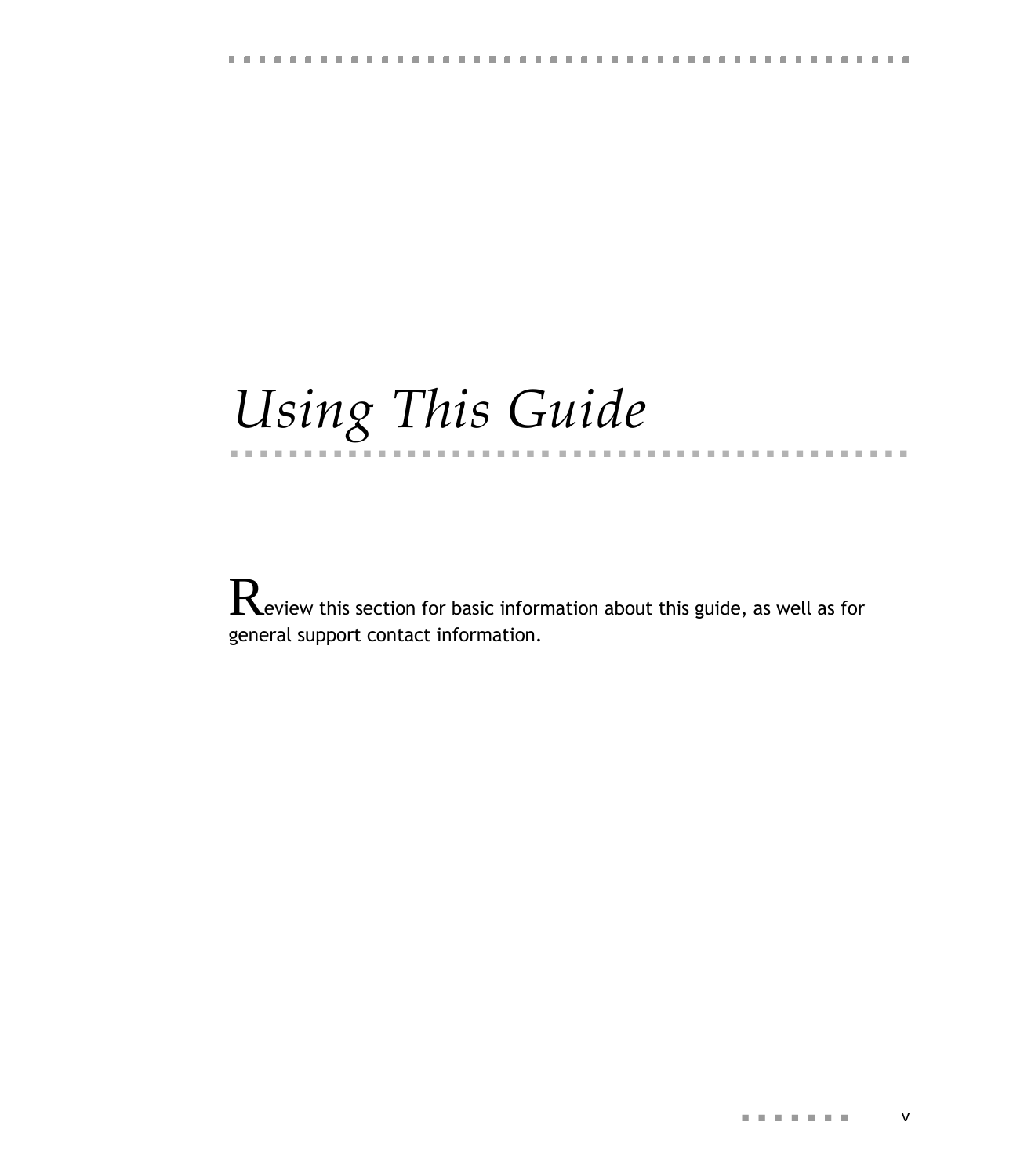# *Using This Guide*

Review this section for basic information about this guide, as well as for general support contact information.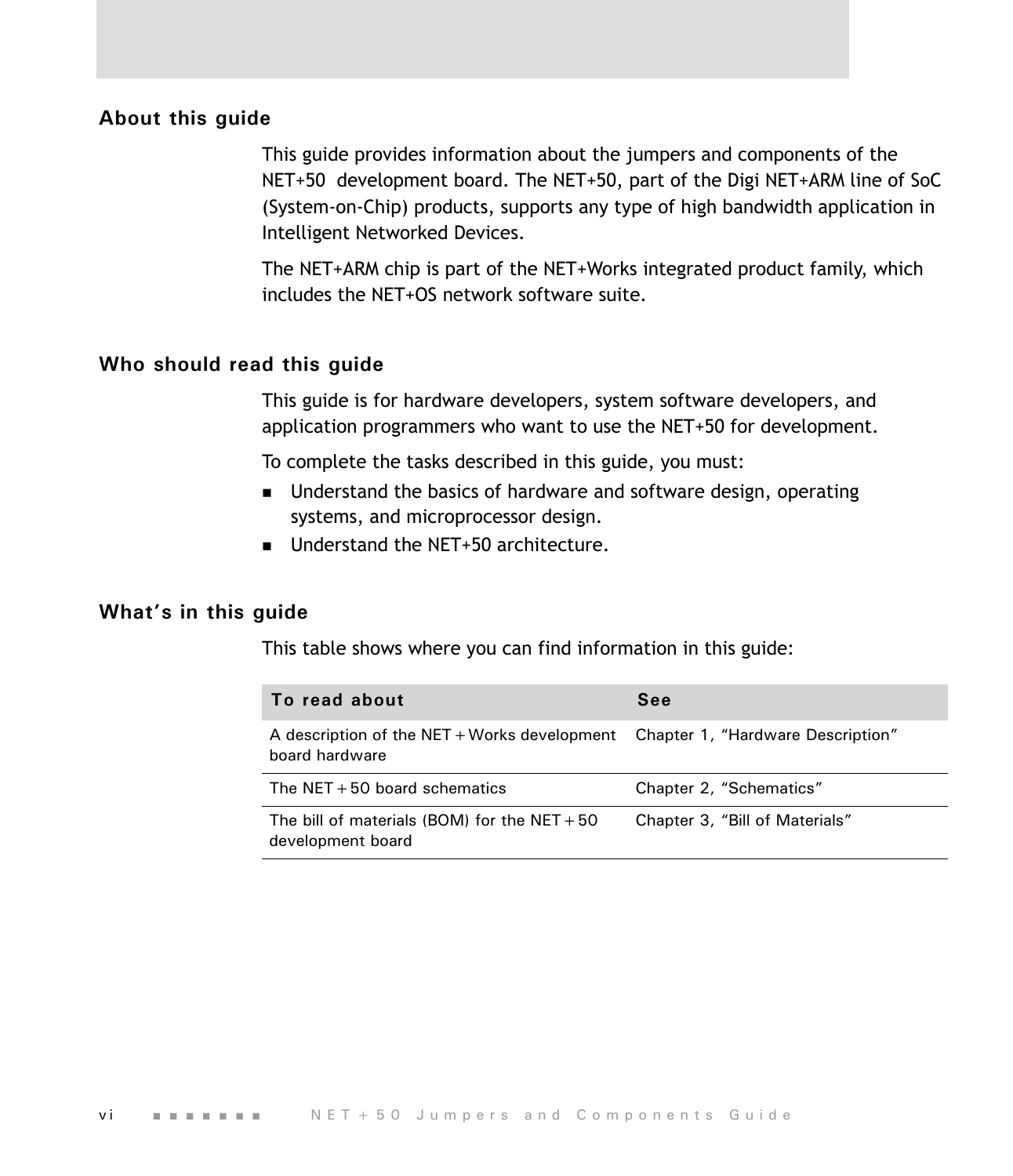## About this guide

This guide provides information about the jumpers and components of the NET+50 development board. The NET+50, part of the Digi NET+ARM line of SoC (System-on-Chip) products, supports any type of high bandwidth application in Intelligent Networked Devices.

The NET+ARM chip is part of the NET+Works integrated product family, which includes the NET+OS network software suite.

## Who should read this guide

This guide is for hardware developers, system software developers, and application programmers who want to use the NET+50 for development.

To complete the tasks described in this guide, you must:

- Understand the basics of hardware and software design, operating systems, and microprocessor design.
- Understand the NET+50 architecture.

## What's in this guide

This table shows where you can find information in this guide:

| To read about | See |
|---|---|
| A description of the NET+Works development board hardware | Chapter 1, "Hardware Description" |
| The NET+50 board schematics | Chapter 2, "Schematics" |
| The bill of materials (BOM) for the NET+50 development board | Chapter 3, "Bill of Materials" |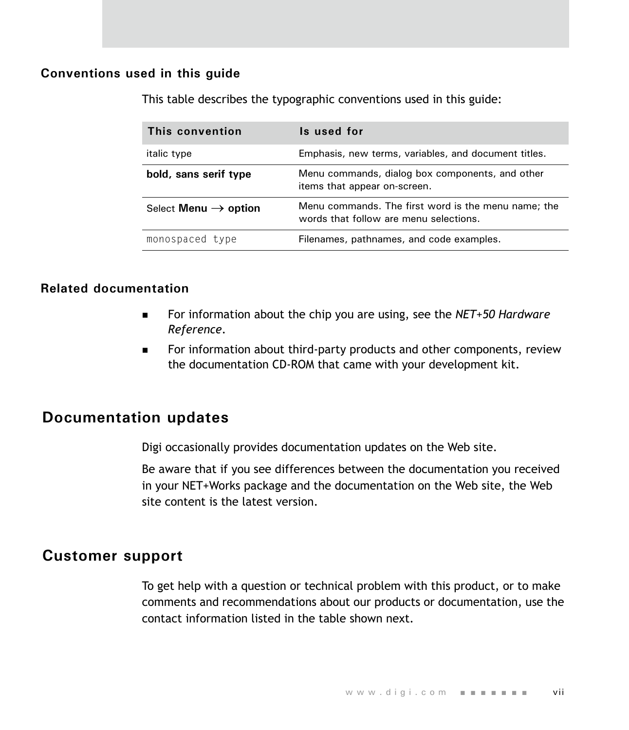### Conventions used in this guide

This table describes the typographic conventions used in this guide:

| This convention | Is used for |
| --- | --- |
| *italic type* | Emphasis, new terms, variables, and document titles. |
| **bold, sans serif type** | Menu commands, dialog box components, and other items that appear on-screen. |
| Select **Menu** → **option** | Menu commands. The first word is the menu name; the words that follow are menu selections. |
| `monospaced type` | Filenames, pathnames, and code examples. |

### Related documentation

- For information about the chip you are using, see the *NET+50 Hardware Reference*.
- For information about third-party products and other components, review the documentation CD-ROM that came with your development kit.

## Documentation updates

Digi occasionally provides documentation updates on the Web site.

Be aware that if you see differences between the documentation you received in your NET+Works package and the documentation on the Web site, the Web site content is the latest version.

## Customer support

To get help with a question or technical problem with this product, or to make comments and recommendations about our products or documentation, use the contact information listed in the table shown next.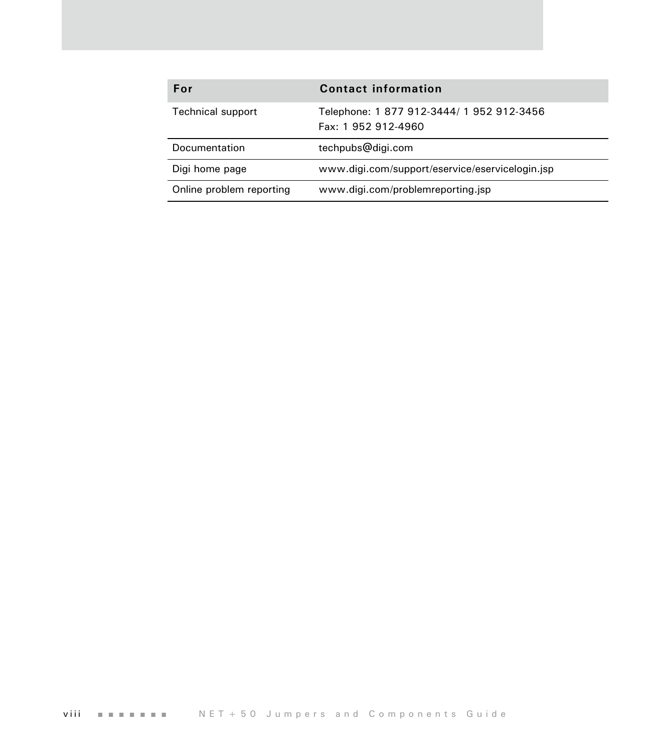| For | Contact information |
| --- | --- |
| Technical support | Telephone: 1 877 912-3444/ 1 952 912-3456<br>Fax: 1 952 912-4960 |
| Documentation | techpubs@digi.com |
| Digi home page | www.digi.com/support/eservice/eservicelogin.jsp |
| Online problem reporting | www.digi.com/problemreporting.jsp |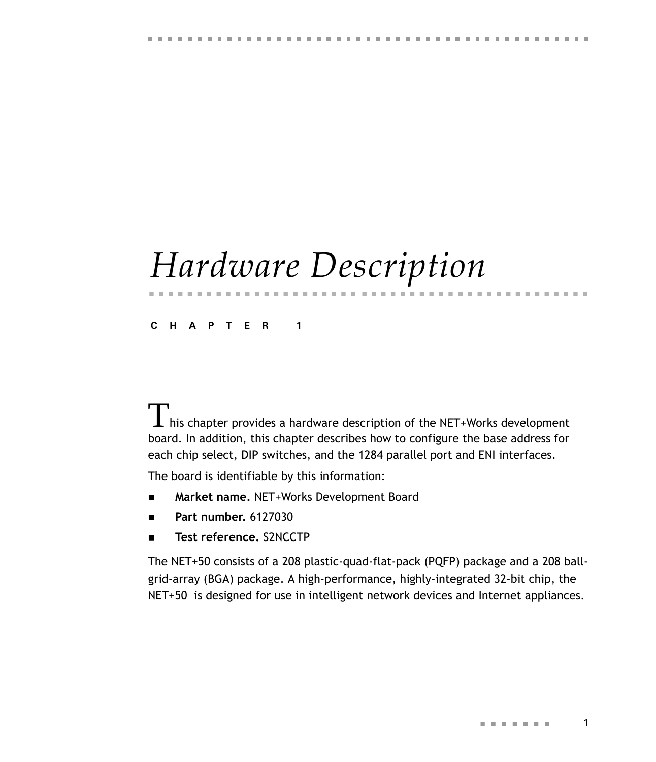# Hardware Description

**CHAPTER 1**

This chapter provides a hardware description of the NET+Works development board. In addition, this chapter describes how to configure the base address for each chip select, DIP switches, and the 1284 parallel port and ENI interfaces.

The board is identifiable by this information:

- **Market name.** NET+Works Development Board
- **Part number.** 6127030
- **Test reference.** S2NCCTP

The NET+50 consists of a 208 plastic-quad-flat-pack (PQFP) package and a 208 ball-grid-array (BGA) package. A high-performance, highly-integrated 32-bit chip, the NET+50 is designed for use in intelligent network devices and Internet appliances.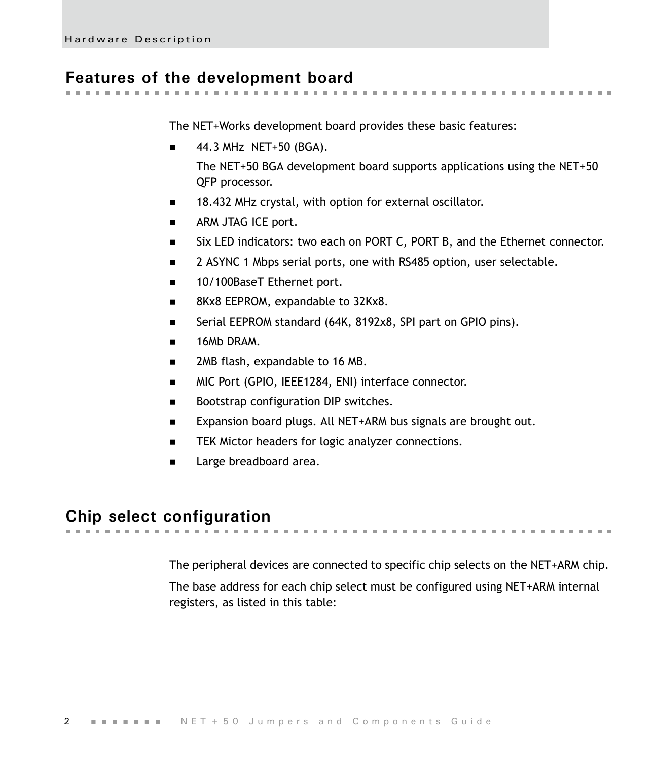## Features of the development board

The NET+Works development board provides these basic features:

- 44.3 MHz NET+50 (BGA).

  The NET+50 BGA development board supports applications using the NET+50 QFP processor.

- 18.432 MHz crystal, with option for external oscillator.
- ARM JTAG ICE port.
- Six LED indicators: two each on PORT C, PORT B, and the Ethernet connector.
- 2 ASYNC 1 Mbps serial ports, one with RS485 option, user selectable.
- 10/100BaseT Ethernet port.
- 8Kx8 EEPROM, expandable to 32Kx8.
- Serial EEPROM standard (64K, 8192x8, SPI part on GPIO pins).
- 16Mb DRAM.
- 2MB flash, expandable to 16 MB.
- MIC Port (GPIO, IEEE1284, ENI) interface connector.
- Bootstrap configuration DIP switches.
- Expansion board plugs. All NET+ARM bus signals are brought out.
- TEK Mictor headers for logic analyzer connections.
- Large breadboard area.

## Chip select configuration

The peripheral devices are connected to specific chip selects on the NET+ARM chip.

The base address for each chip select must be configured using NET+ARM internal registers, as listed in this table: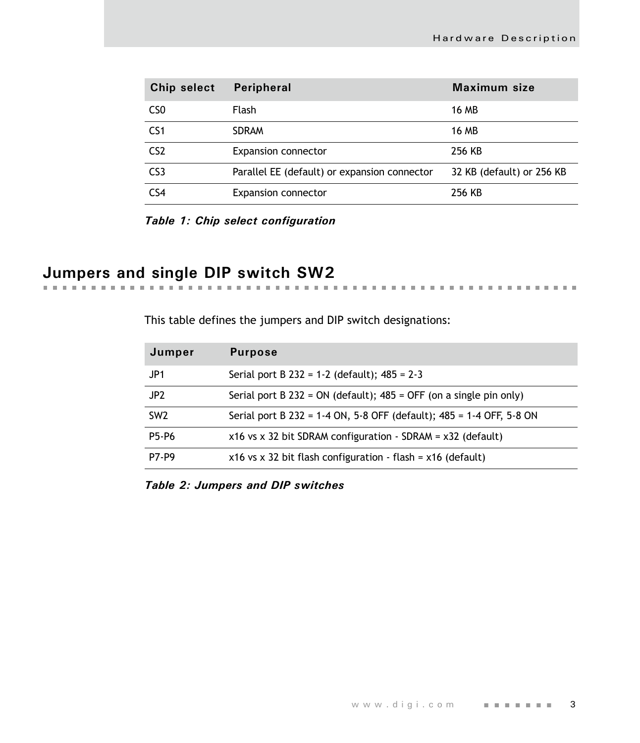| Chip select | Peripheral | Maximum size |
| --- | --- | --- |
| CS0 | Flash | 16 MB |
| CS1 | SDRAM | 16 MB |
| CS2 | Expansion connector | 256 KB |
| CS3 | Parallel EE (default) or expansion connector | 32 KB (default) or 256 KB |
| CS4 | Expansion connector | 256 KB |

***Table 1: Chip select configuration***

## Jumpers and single DIP switch SW2

This table defines the jumpers and DIP switch designations:

| Jumper | Purpose |
| --- | --- |
| JP1 | Serial port B 232 = 1-2 (default); 485 = 2-3 |
| JP2 | Serial port B 232 = ON (default); 485 = OFF (on a single pin only) |
| SW2 | Serial port B 232 = 1-4 ON, 5-8 OFF (default); 485 = 1-4 OFF, 5-8 ON |
| P5-P6 | x16 vs x 32 bit SDRAM configuration - SDRAM = x32 (default) |
| P7-P9 | x16 vs x 32 bit flash configuration - flash = x16 (default) |

***Table 2: Jumpers and DIP switches***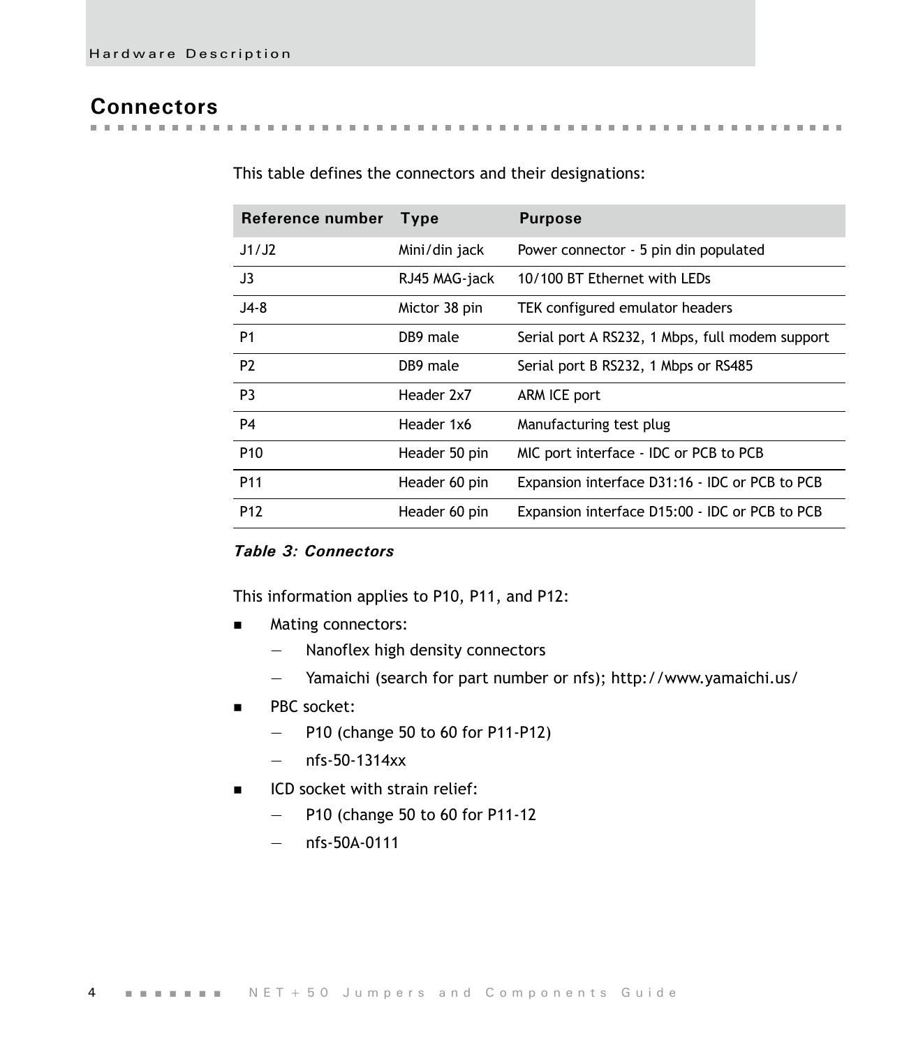## Connectors

This table defines the connectors and their designations:

| Reference number | Type | Purpose |
|---|---|---|
| J1/J2 | Mini/din jack | Power connector - 5 pin din populated |
| J3 | RJ45 MAG-jack | 10/100 BT Ethernet with LEDs |
| J4-8 | Mictor 38 pin | TEK configured emulator headers |
| P1 | DB9 male | Serial port A RS232, 1 Mbps, full modem support |
| P2 | DB9 male | Serial port B RS232, 1 Mbps or RS485 |
| P3 | Header 2x7 | ARM ICE port |
| P4 | Header 1x6 | Manufacturing test plug |
| P10 | Header 50 pin | MIC port interface - IDC or PCB to PCB |
| P11 | Header 60 pin | Expansion interface D31:16 - IDC or PCB to PCB |
| P12 | Header 60 pin | Expansion interface D15:00 - IDC or PCB to PCB |

***Table 3: Connectors***

This information applies to P10, P11, and P12:

- Mating connectors:
  - Nanoflex high density connectors
  - Yamaichi (search for part number or nfs); http://www.yamaichi.us/
- PBC socket:
  - P10 (change 50 to 60 for P11-P12)
  - nfs-50-1314xx
- ICD socket with strain relief:
  - P10 (change 50 to 60 for P11-12
  - nfs-50A-0111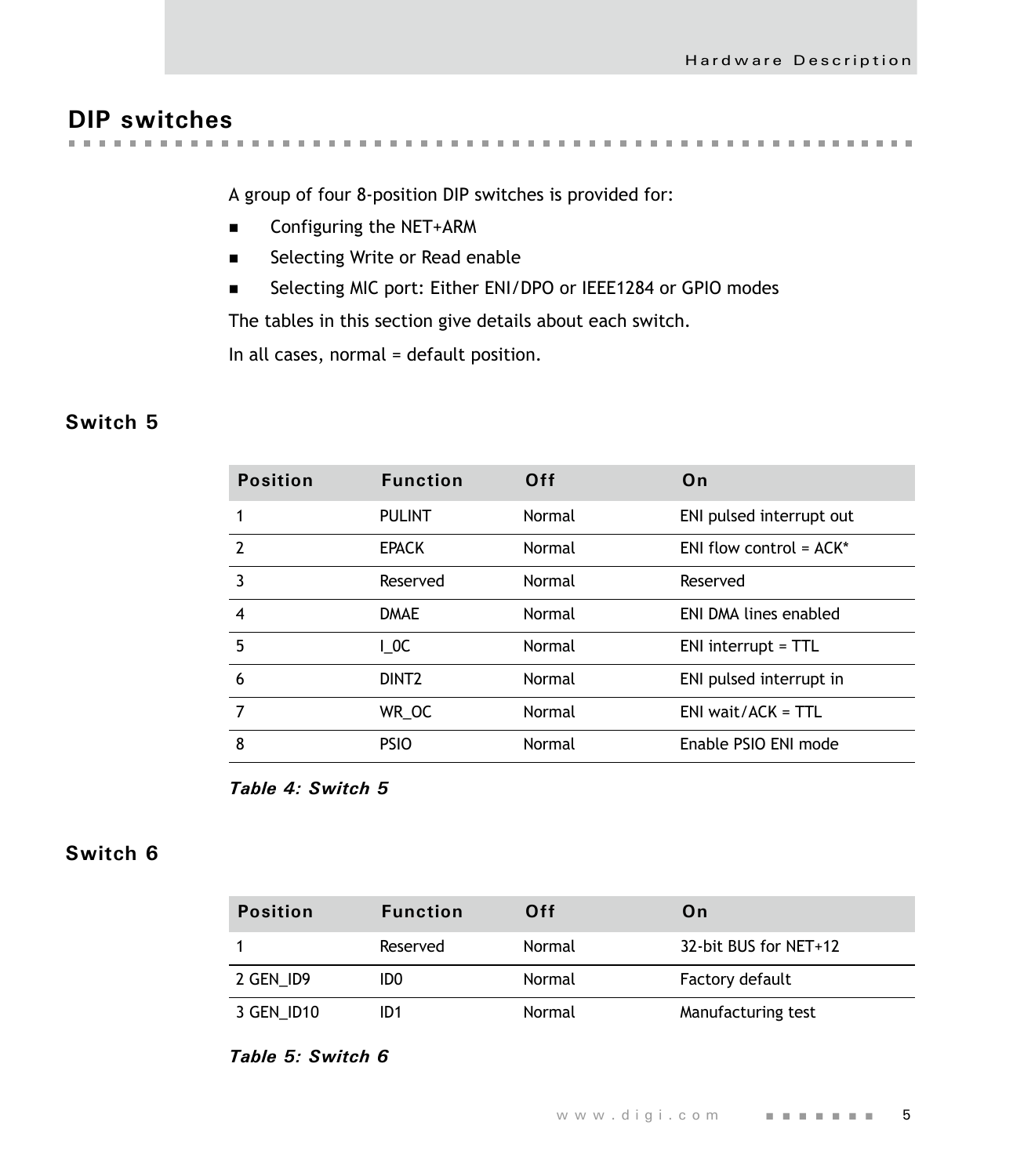## DIP switches

A group of four 8-position DIP switches is provided for:

- Configuring the NET+ARM
- Selecting Write or Read enable
- Selecting MIC port: Either ENI/DPO or IEEE1284 or GPIO modes

The tables in this section give details about each switch.

In all cases, normal = default position.

### Switch 5

| Position | Function | Off | On |
|---|---|---|---|
| 1 | PULINT | Normal | ENI pulsed interrupt out |
| 2 | EPACK | Normal | ENI flow control = ACK* |
| 3 | Reserved | Normal | Reserved |
| 4 | DMAE | Normal | ENI DMA lines enabled |
| 5 | I_OC | Normal | ENI interrupt = TTL |
| 6 | DINT2 | Normal | ENI pulsed interrupt in |
| 7 | WR_OC | Normal | ENI wait/ACK = TTL |
| 8 | PSIO | Normal | Enable PSIO ENI mode |

***Table 4: Switch 5***

### Switch 6

| Position | Function | Off | On |
|---|---|---|---|
| 1 | Reserved | Normal | 32-bit BUS for NET+12 |
| 2 GEN_ID9 | ID0 | Normal | Factory default |
| 3 GEN_ID10 | ID1 | Normal | Manufacturing test |

***Table 5: Switch 6***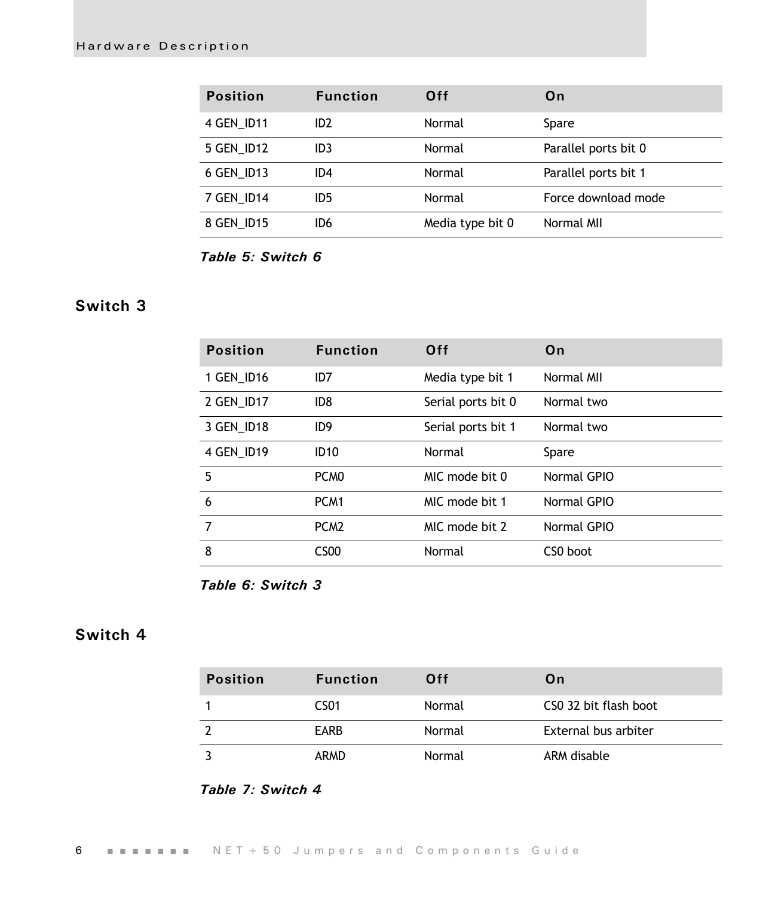| Position | Function | Off | On |
|---|---|---|---|
| 4 GEN_ID11 | ID2 | Normal | Spare |
| 5 GEN_ID12 | ID3 | Normal | Parallel ports bit 0 |
| 6 GEN_ID13 | ID4 | Normal | Parallel ports bit 1 |
| 7 GEN_ID14 | ID5 | Normal | Force download mode |
| 8 GEN_ID15 | ID6 | Media type bit 0 | Normal MII |

***Table 5: Switch 6***

## Switch 3

| Position | Function | Off | On |
|---|---|---|---|
| 1 GEN_ID16 | ID7 | Media type bit 1 | Normal MII |
| 2 GEN_ID17 | ID8 | Serial ports bit 0 | Normal two |
| 3 GEN_ID18 | ID9 | Serial ports bit 1 | Normal two |
| 4 GEN_ID19 | ID10 | Normal | Spare |
| 5 | PCM0 | MIC mode bit 0 | Normal GPIO |
| 6 | PCM1 | MIC mode bit 1 | Normal GPIO |
| 7 | PCM2 | MIC mode bit 2 | Normal GPIO |
| 8 | CS00 | Normal | CS0 boot |

***Table 6: Switch 3***

## Switch 4

| Position | Function | Off | On |
|---|---|---|---|
| 1 | CS01 | Normal | CS0 32 bit flash boot |
| 2 | EARB | Normal | External bus arbiter |
| 3 | ARMD | Normal | ARM disable |

***Table 7: Switch 4***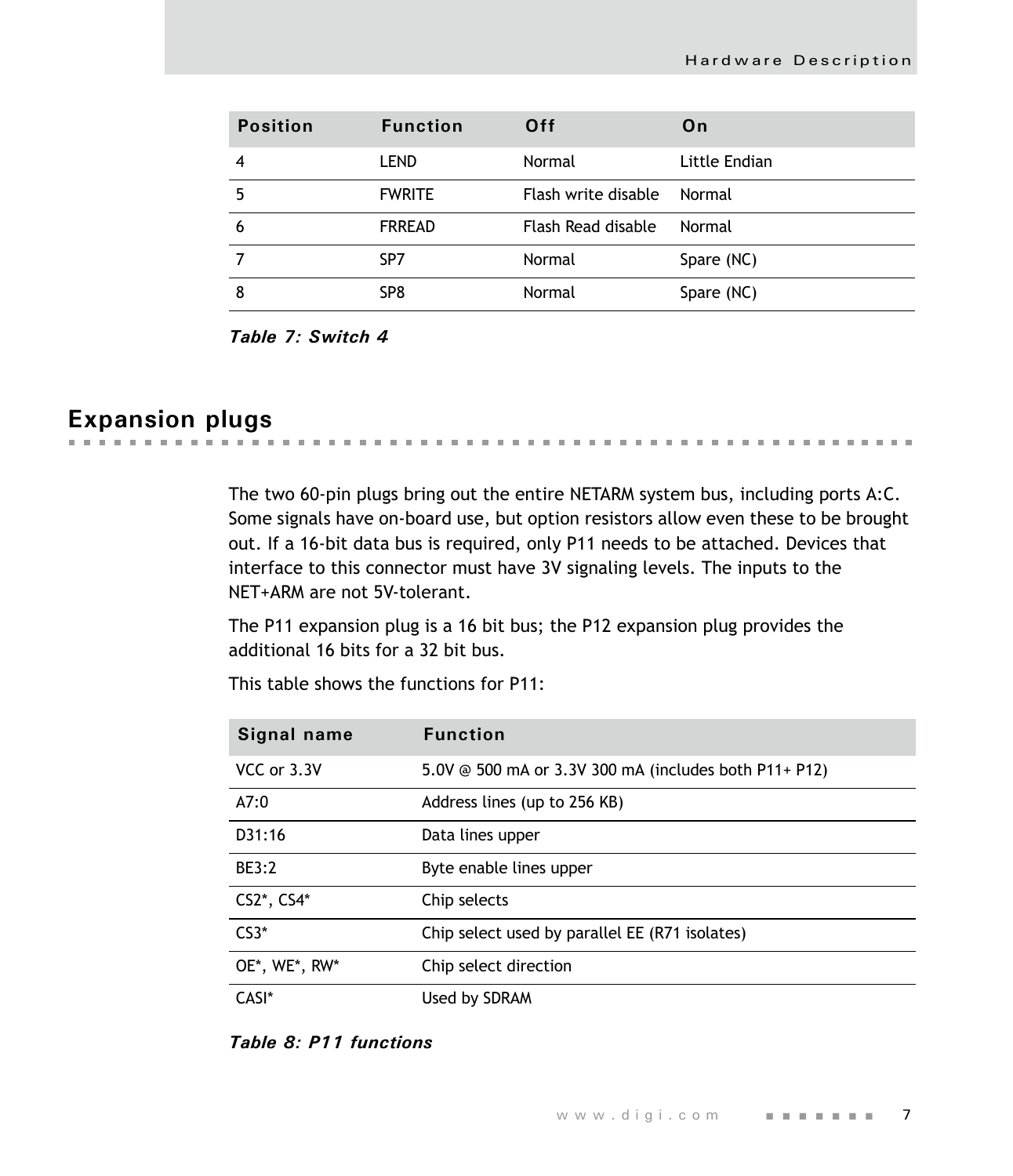| Position | Function | Off | On |
| --- | --- | --- | --- |
| 4 | LEND | Normal | Little Endian |
| 5 | FWRITE | Flash write disable | Normal |
| 6 | FRREAD | Flash Read disable | Normal |
| 7 | SP7 | Normal | Spare (NC) |
| 8 | SP8 | Normal | Spare (NC) |

***Table 7: Switch 4***

## Expansion plugs

The two 60-pin plugs bring out the entire NETARM system bus, including ports A:C. Some signals have on-board use, but option resistors allow even these to be brought out. If a 16-bit data bus is required, only P11 needs to be attached. Devices that interface to this connector must have 3V signaling levels. The inputs to the NET+ARM are not 5V-tolerant.

The P11 expansion plug is a 16 bit bus; the P12 expansion plug provides the additional 16 bits for a 32 bit bus.

This table shows the functions for P11:

| Signal name | Function |
| --- | --- |
| VCC or 3.3V | 5.0V @ 500 mA or 3.3V 300 mA (includes both P11+ P12) |
| A7:0 | Address lines (up to 256 KB) |
| D31:16 | Data lines upper |
| BE3:2 | Byte enable lines upper |
| CS2*, CS4* | Chip selects |
| CS3* | Chip select used by parallel EE (R71 isolates) |
| OE*, WE*, RW* | Chip select direction |
| CASI* | Used by SDRAM |

***Table 8: P11 functions***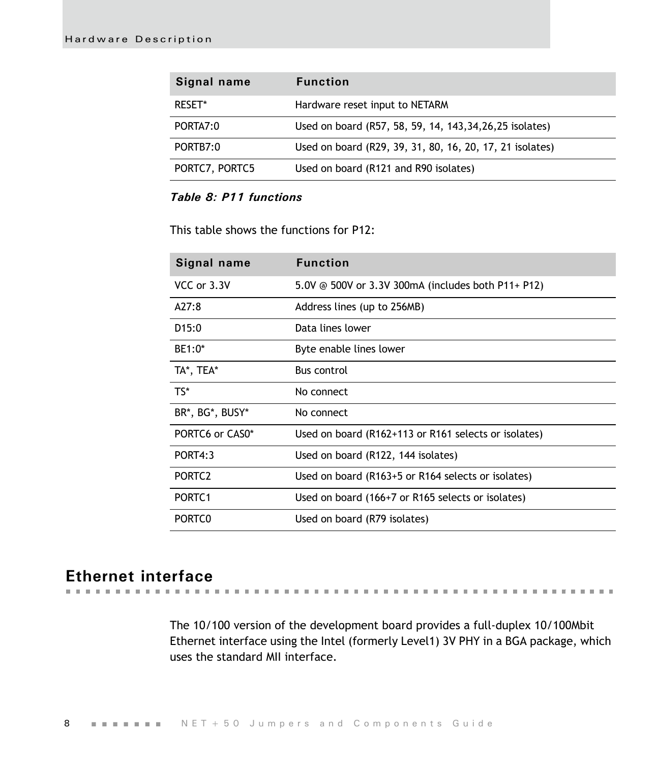| Signal name | Function |
| --- | --- |
| RESET* | Hardware reset input to NETARM |
| PORTA7:0 | Used on board (R57, 58, 59, 14, 143,34,26,25 isolates) |
| PORTB7:0 | Used on board (R29, 39, 31, 80, 16, 20, 17, 21 isolates) |
| PORTC7, PORTC5 | Used on board (R121 and R90 isolates) |

***Table 8: P11 functions***

This table shows the functions for P12:

| Signal name | Function |
| --- | --- |
| VCC or 3.3V | 5.0V @ 500V or 3.3V 300mA (includes both P11+ P12) |
| A27:8 | Address lines (up to 256MB) |
| D15:0 | Data lines lower |
| BE1:0* | Byte enable lines lower |
| TA*, TEA* | Bus control |
| TS* | No connect |
| BR*, BG*, BUSY* | No connect |
| PORTC6 or CAS0* | Used on board (R162+113 or R161 selects or isolates) |
| PORT4:3 | Used on board (R122, 144 isolates) |
| PORTC2 | Used on board (R163+5 or R164 selects or isolates) |
| PORTC1 | Used on board (166+7 or R165 selects or isolates) |
| PORTC0 | Used on board (R79 isolates) |

## Ethernet interface

The 10/100 version of the development board provides a full-duplex 10/100Mbit Ethernet interface using the Intel (formerly Level1) 3V PHY in a BGA package, which uses the standard MII interface.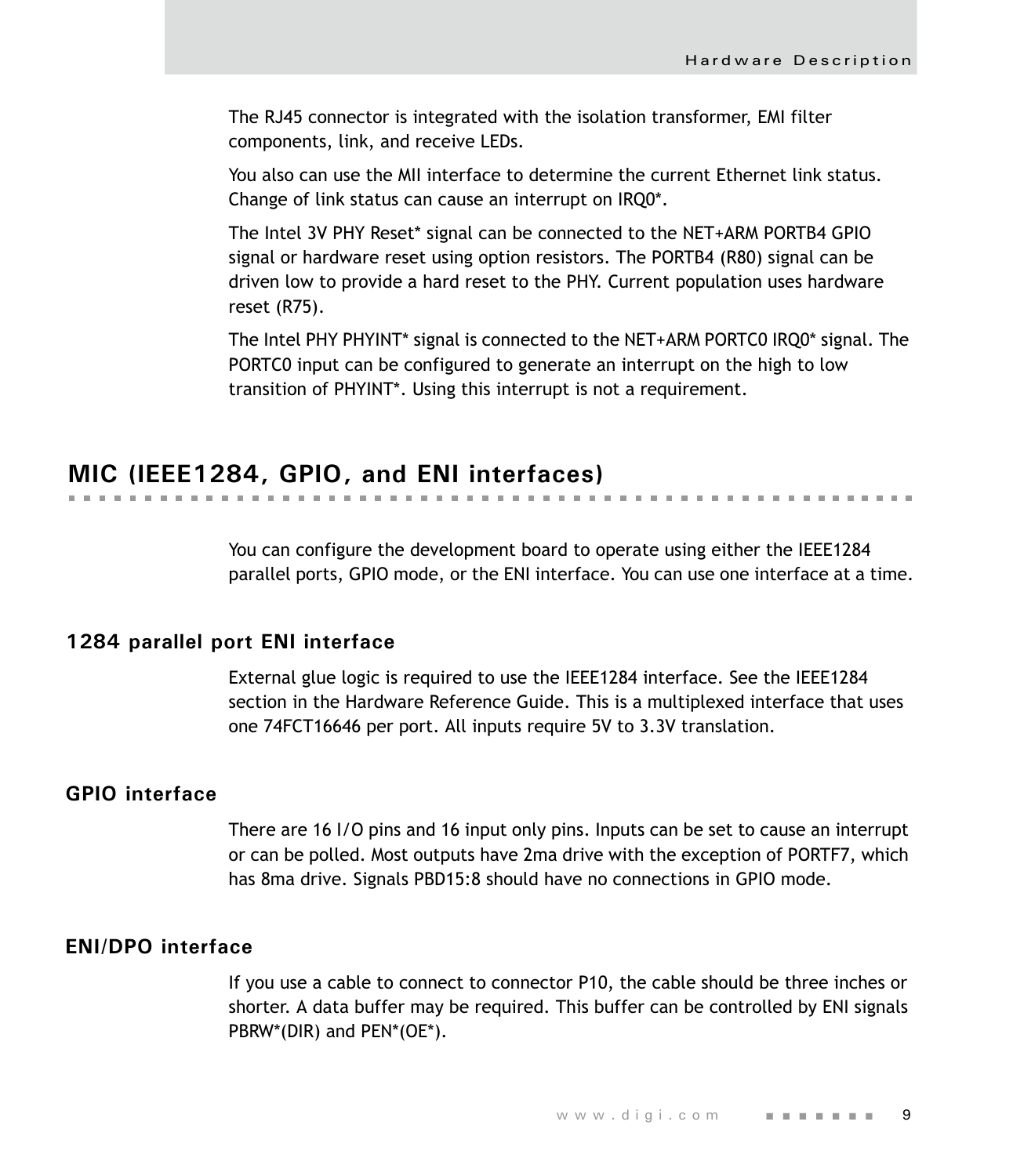The RJ45 connector is integrated with the isolation transformer, EMI filter components, link, and receive LEDs.

You also can use the MII interface to determine the current Ethernet link status. Change of link status can cause an interrupt on IRQ0*.

The Intel 3V PHY Reset* signal can be connected to the NET+ARM PORTB4 GPIO signal or hardware reset using option resistors. The PORTB4 (R80) signal can be driven low to provide a hard reset to the PHY. Current population uses hardware reset (R75).

The Intel PHY PHYINT* signal is connected to the NET+ARM PORTC0 IRQ0* signal. The PORTC0 input can be configured to generate an interrupt on the high to low transition of PHYINT*. Using this interrupt is not a requirement.

## MIC (IEEE1284, GPIO, and ENI interfaces)

You can configure the development board to operate using either the IEEE1284 parallel ports, GPIO mode, or the ENI interface. You can use one interface at a time.

### 1284 parallel port ENI interface

External glue logic is required to use the IEEE1284 interface. See the IEEE1284 section in the Hardware Reference Guide. This is a multiplexed interface that uses one 74FCT16646 per port. All inputs require 5V to 3.3V translation.

### GPIO interface

There are 16 I/O pins and 16 input only pins. Inputs can be set to cause an interrupt or can be polled. Most outputs have 2ma drive with the exception of PORTF7, which has 8ma drive. Signals PBD15:8 should have no connections in GPIO mode.

### ENI/DPO interface

If you use a cable to connect to connector P10, the cable should be three inches or shorter. A data buffer may be required. This buffer can be controlled by ENI signals PBRW*(DIR) and PEN*(OE*).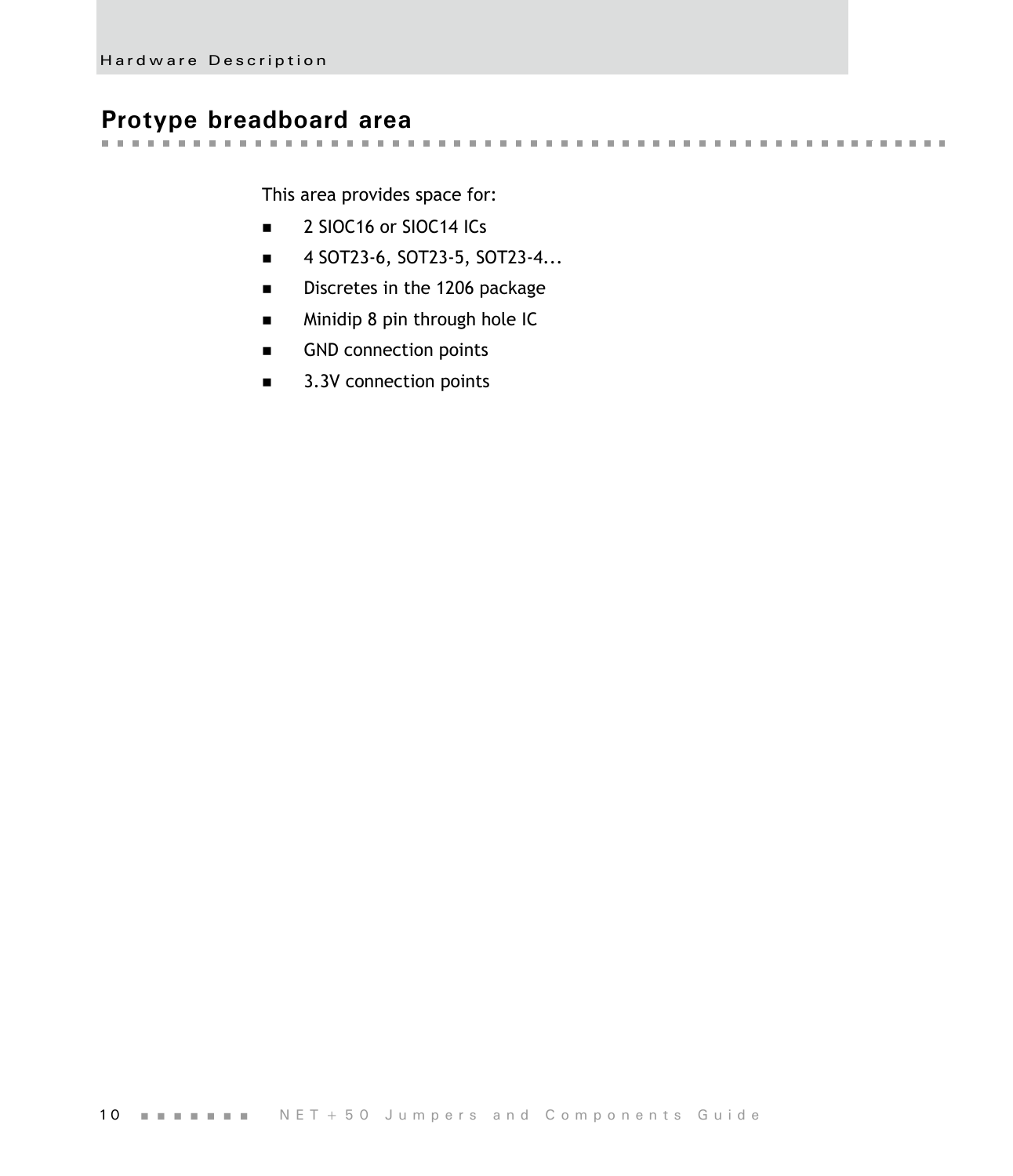## Protype breadboard area

This area provides space for:

- 2 SIOC16 or SIOC14 ICs
- 4 SOT23-6, SOT23-5, SOT23-4...
- Discretes in the 1206 package
- Minidip 8 pin through hole IC
- GND connection points
- 3.3V connection points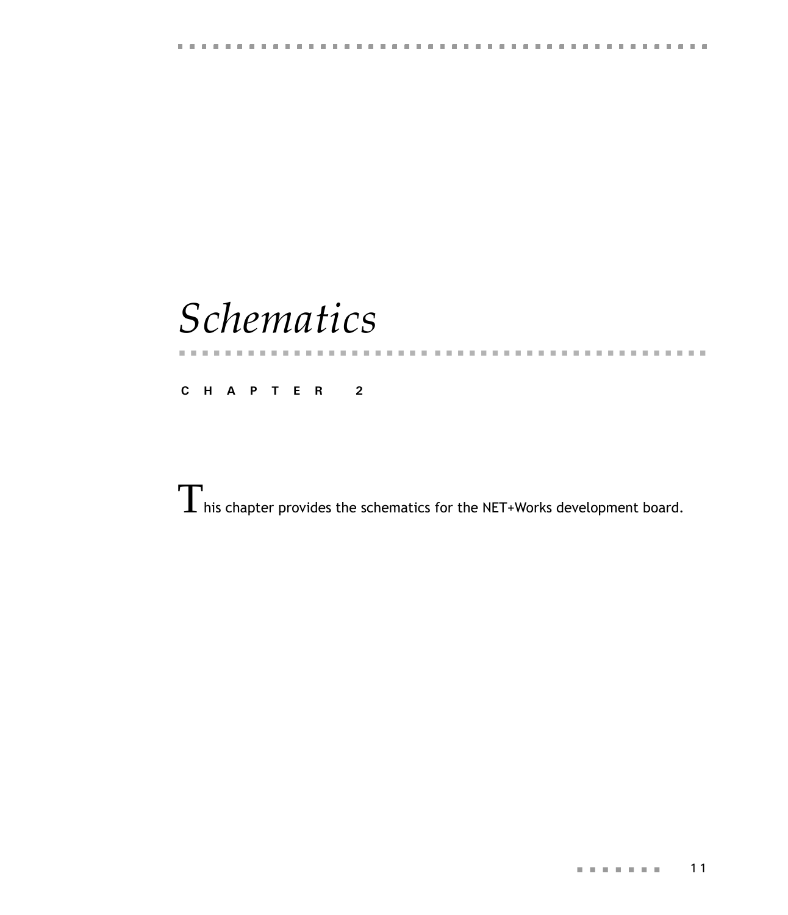# Schematics

**CHAPTER 2**

This chapter provides the schematics for the NET+Works development board.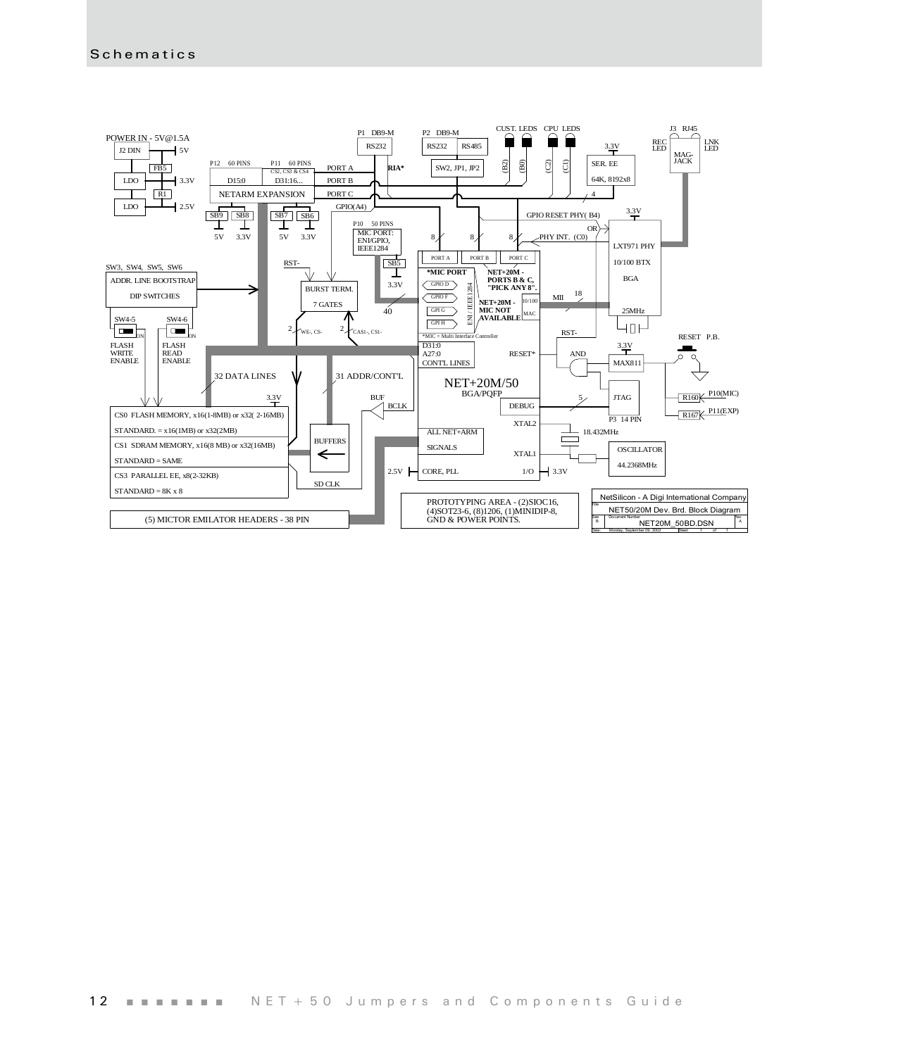# Schematics

POWER IN - 5V@1.5A

J2 DIN — 5V — FB5 — LDO — 3.3V — R1 — LDO — 2.5V

P12 60 PINS — P11 60 PINS (CS2, CS3 & CS4) — D15:0 — D31:16... — NETARM EXPANSION

SB9, SB8, SB7, SB6 — 5V, 3.3V, 5V, 3.3V

P1 DB9-M — RS232 — PORT A — RIA*

P2 DB9-M — RS232 / RS485 — SW2, JP1, JP2 — PORT B

PORT C — GPIO(A4)

CUST. LEDS (B2) (B0) — CPU LEDS (C2) (C1)

SER. EE 64K, 8192x8 — 3.3V — 4

J3 RJ45 — REC LED — MAG-JACK — LNK LED

GPIO RESET PHY( B4) OR — PHY INT. (C0)

LXT971 PHY 10/100 BTX BGA — 3.3V — 25MHz — MII 18

P10 50 PINS — MIC PORT: ENI/GPIO, IEEE1284 — SB5 — 3.3V — 40

SW3, SW4, SW5, SW6 — ADDR. LINE BOOTSTRAP DIP SWITCHES

SW4-5 ON — FLASH WRITE ENABLE

SW4-6 ON — FLASH READ ENABLE

RST- — BURST TERM. 7 GATES — 2 WE-, CS- — 2 CAS1-, CS1-

NET+20M/50 BGA/PQFP: PORT A, PORT B, PORT C (8, 8, 8); *MIC PORT (GPIO D, GPIO F, GPI G, GPI H; ENI / IEEE1284); NET+20M - PORTS B & C, "PICK ANY 8". NET+20M - MIC NOT AVAILABLE; 10/100 MAC; *MIC = Multi Interface Controller; D31:0, A27:0, CONT'L LINES; RESET*; DEBUG; XTAL2; XTAL1; ALL NET+ARM SIGNALS; 2.5V CORE, PLL; I/O 3.3V

RST- — AND — 3.3V MAX811 — RESET P.B.

JTAG — 5 — P3 14 PIN

R160 — P10(MIC); R167 — P11(EXP)

18.432MHz — OSCILLATOR 44.2368MHz

32 DATA LINES — 31 ADDR/CONT'L — 3.3V — BUF — BCLK — BUFFERS — SD CLK

CS0 FLASH MEMORY, x16(1-8MB) or x32( 2-16MB)

STANDARD. = x16(1MB) or x32(2MB)

CS1 SDRAM MEMORY, x16(8 MB) or x32(16MB)

STANDARD = SAME

CS3 PARALLEL EE, x8(2-32KB)

STANDARD = 8K x 8

(5) MICTOR EMILATOR HEADERS - 38 PIN

PROTOTYPING AREA - (2)SIOC16, (4)SOT23-6, (8)1206, (1)MINIDIP-8, GND & POWER POINTS.

NetSilicon - A Digi International Company

Title: NET50/20M Dev. Brd. Block Diagram

Size: B — Document Number: NET20M_50BD.DSN — Rev: A

Date: Monday, September 09, 2002 — Sheet 1 of 1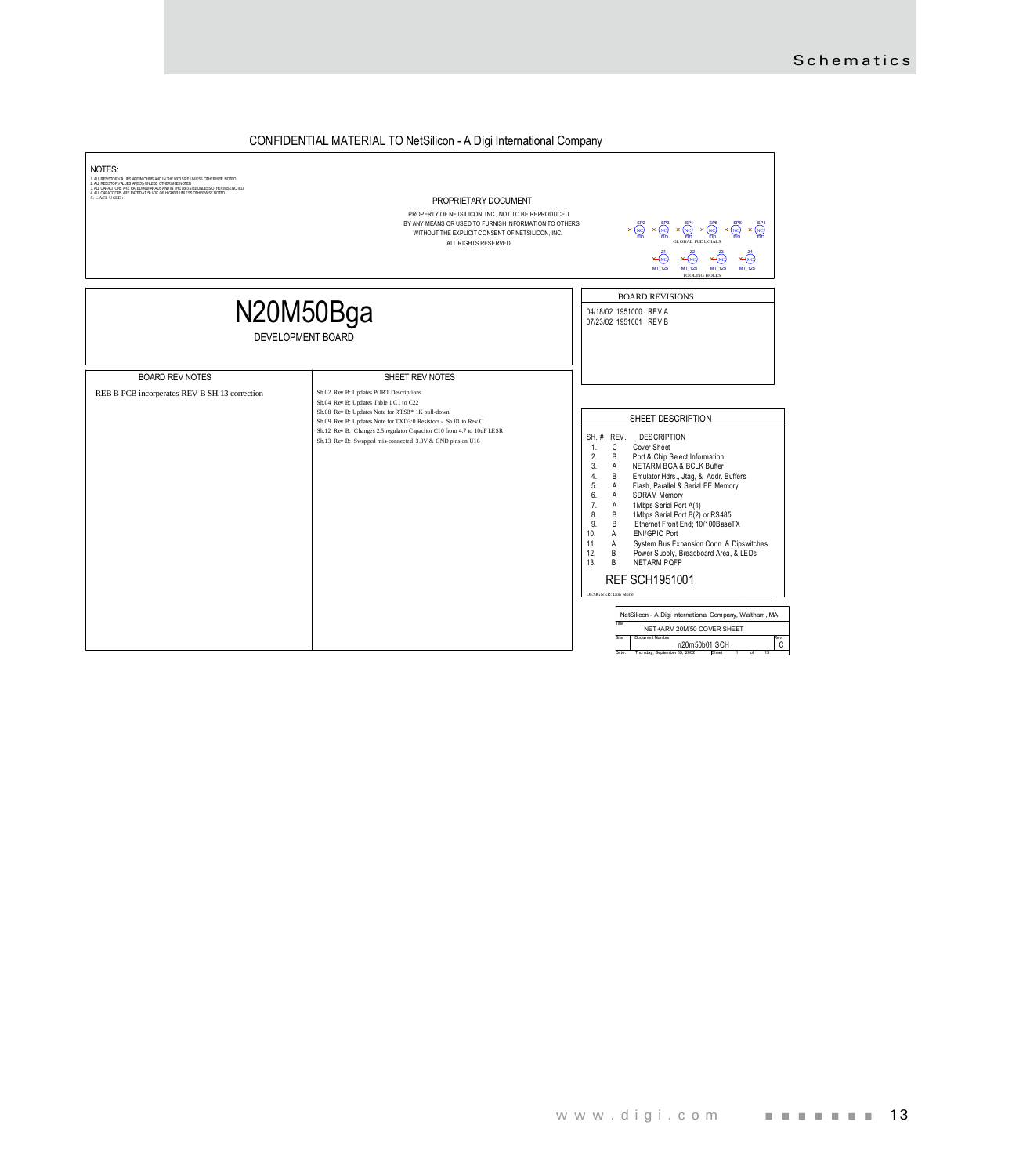CONFIDENTIAL MATERIAL TO NetSilicon - A Digi International Company

NOTES:
1. ALL RESISTOR VALUES ARE IN OHMS AND IN THE 0603 SIZE UNLESS OTHERWISE NOTED
2. ALL RESISTOR VALUES ARE 5% UNLESS OTHERWISE NOTED
3. ALL CAPACITORS ARE RATED IN uFARADS AND IN THE 0603 SIZE UNLESS OTHERWISE NOTED
4. ALL CAPACITORS ARE RATED AT 50 VDC OR HIGHER UNLESS OTHERWISE NOTED
5. LAST USED:

PROPRIETARY DOCUMENT

PROPERTY OF NETSILICON, INC., NOT TO BE REPRODUCED
BY ANY MEANS OR USED TO FURNISH INFORMATION TO OTHERS
WITHOUT THE EXPLICIT CONSENT OF NETSILICON, INC.
ALL RIGHTS RESERVED

SP2 SP3 SP1 SP5 SP6 SP4 — FID — GLOBAL FUDUCIALS

Z1 Z2 Z3 Z4 — MT_125 — TOOLING HOLES

# N20M50Bga

DEVELOPMENT BOARD

| BOARD REVISIONS |
|---|
| 04/18/02 1951000 REV A |
| 07/23/02 1951001 REV B |

| BOARD REV NOTES | SHEET REV NOTES |
|---|---|
| REB B PCB incorperates REV B SH.13 correction | Sh.02 Rev B: Updates PORT Descriptions<br>Sh.04 Rev B: Updates Table 1 C1 to C22<br>Sh.08 Rev B: Updates Note for RTSB* 1K pull-down.<br>Sh.09 Rev B: Updates Note for TXD3:0 Resistors - Sh.01 to Rev C<br>Sh.12 Rev B: Changes 2.5 regulator Capacitor C10 from 4.7 to 10uF LESR<br>Sh.13 Rev B: Swapped mis-connected 3.3V & GND pins on U16 |

**SHEET DESCRIPTION**

| SH. # | REV. | DESCRIPTION |
|---|---|---|
| 1. | C | Cover Sheet |
| 2. | B | Port & Chip Select Information |
| 3. | A | NETARM BGA & BCLK Buffer |
| 4. | B | Emulator Hdrs., Jtag, & Addr. Buffers |
| 5. | A | Flash, Parallel & Serial EE Memory |
| 6. | A | SDRAM Memory |
| 7. | A | 1Mbps Serial Port A(1) |
| 8. | B | 1Mbps Serial Port B(2) or RS485 |
| 9. | B | Ethernet Front End; 10/100BaseTX |
| 10. | A | ENI/GPIO Port |
| 11. | A | System Bus Expansion Conn. & Dipswitches |
| 12. | B | Power Supply, Breadboard Area, & LEDs |
| 13. | B | NETARM PQFP |

REF SCH1951001

DESIGNER: Don Stone

NetSilicon - A Digi International Company, Waltham, MA

Title: NET+ARM 20M/50 COVER SHEET

Size: | Document Number: n20m50b01.SCH | Rev: C

Date: Thursday, September 05, 2002 | Sheet 1 of 13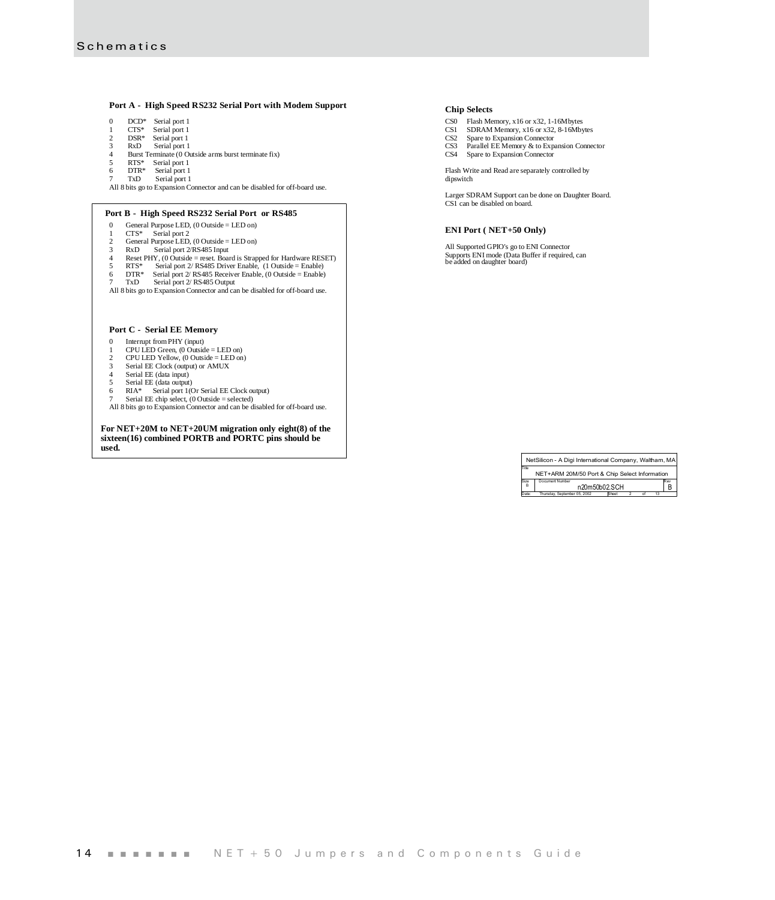## Port A - High Speed RS232 Serial Port with Modem Support

0 DCD* Serial port 1
1 CTS* Serial port 1
2 DSR* Serial port 1
3 RxD Serial port 1
4 Burst Terminate (0 Outside arms burst terminate fix)
5 RTS* Serial port 1
6 DTR* Serial port 1
7 TxD Serial port 1

All 8 bits go to Expansion Connector and can be disabled for off-board use.

## Port B - High Speed RS232 Serial Port or RS485

0 General Purpose LED, (0 Outside = LED on)
1 CTS* Serial port 2
2 General Purpose LED, (0 Outside = LED on)
3 RxD Serial port 2/RS485 Input
4 Reset PHY, (0 Outside = reset. Board is Strapped for Hardware RESET)
5 RTS* Serial port 2/ RS485 Driver Enable, (1 Outside = Enable)
6 DTR* Serial port 2/ RS485 Receiver Enable, (0 Outside = Enable)
7 TxD Serial port 2/ RS485 Output

All 8 bits go to Expansion Connector and can be disabled for off-board use.

## Port C - Serial EE Memory

0 Interrupt from PHY (input)
1 CPU LED Green, (0 Outside = LED on)
2 CPU LED Yellow, (0 Outside = LED on)
3 Serial EE Clock (output) or AMUX
4 Serial EE (data input)
5 Serial EE (data output)
6 RIA* Serial port 1(Or Serial EE Clock output)
7 Serial EE chip select, (0 Outside = selected)

All 8 bits go to Expansion Connector and can be disabled for off-board use.

**For NET+20M to NET+20UM migration only eight(8) of the sixteen(16) combined PORTB and PORTC pins should be used.**

## Chip Selects

CS0 Flash Memory, x16 or x32, 1-16Mbytes
CS1 SDRAM Memory, x16 or x32, 8-16Mbytes
CS2 Spare to Expansion Connector
CS3 Parallel EE Memory & to Expansion Connector
CS4 Spare to Expansion Connector

Flash Write and Read are separately controlled by dipswitch

Larger SDRAM Support can be done on Daughter Board.
CS1 can be disabled on board.

## ENI Port ( NET+50 Only)

All Supported GPIO's go to ENI Connector
Supports ENI mode (Data Buffer if required, can be added on daughter board)

| NetSilicon - A Digi International Company, Waltham, MA | | |
|---|---|---|
| Title: NET+ARM 20M/50 Port & Chip Select Information | | |
| Size: B | Document Number: n20m50b02.SCH | Rev: B |
| Date: Thursday, September 05, 2002 | Sheet 2 of 13 | |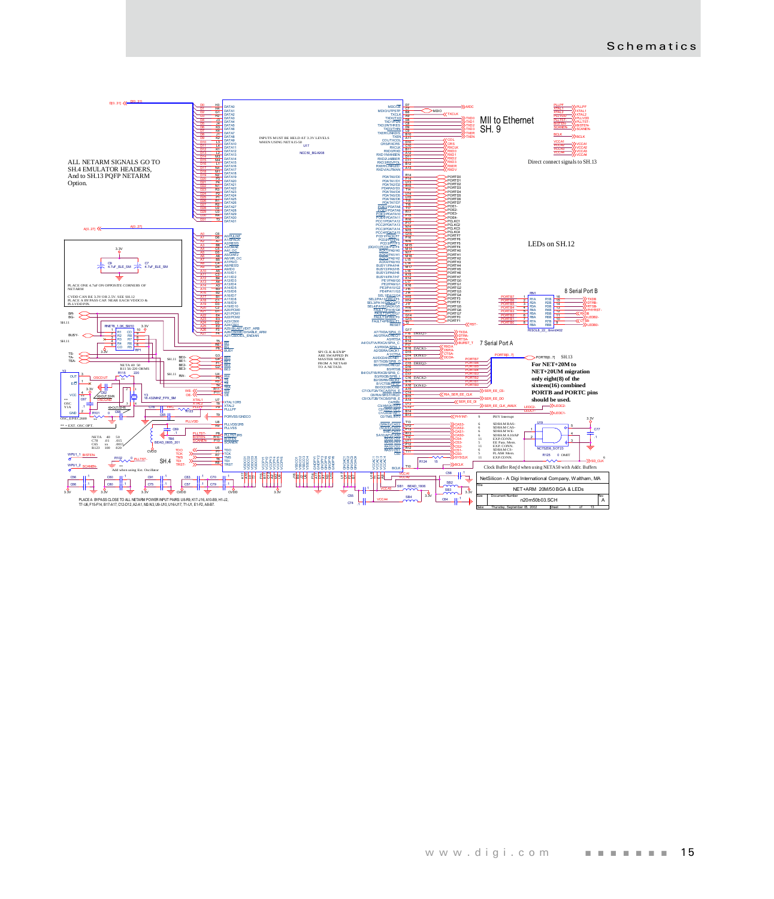# Schematics

ALL NETARM SIGNALS GO TO SH.4 EMULATOR HEADERS, And to SH.13 PQFP NETARM Option.

INPUTS MUST BE HELD AT 3.3V LEVELS WHEN USING NETA15-50

MII to Ethernet SH. 9

Direct connect signals to SH.13

LEDs on SH.12

8 Serial Port B

7 Serial Port A

SPI CLK & ENB* ARE SWAPPED IN MASTER MODE FROM A NETA40 TO A NETA50.

For NET+20M to NET+20UM migration only eight(8) of the sixteen(16) combined PORTB and PORTC pins should be used.

PLACE ONE 4.7uF ON OPPOSITE CORNERS OF NETARM

CVDD CAN BE 3.3V OR 2.5V. SEE SH.12 PLACE A BYPASS CAP. NEAR EACH VDDCO & PLLVDD PIN.

Add when using Ext. Oscillator

Clock Buffer Req'd when using NETA50 with Addr. Buffers

PLACE A BYPASS CLOSE TO ALL NETARM POWER INPUT PAIRS: U8-R9, K17-J16, A10-B9, H1-J2, T7-U6, F15-F14, B17-A17, C12-D12, A2-A1, M2-N3, U9-U10, U16-U17, T1-U1, E1-F2, A8-B7.

NetSilicon - A Digi International Company, Waltham, MA

NET+ARM 20M/50 BGA & LEDs

Document Number: n20m50b03.SCH

Rev: A

Date: Thursday, September 05, 2002 Sheet 3 of 13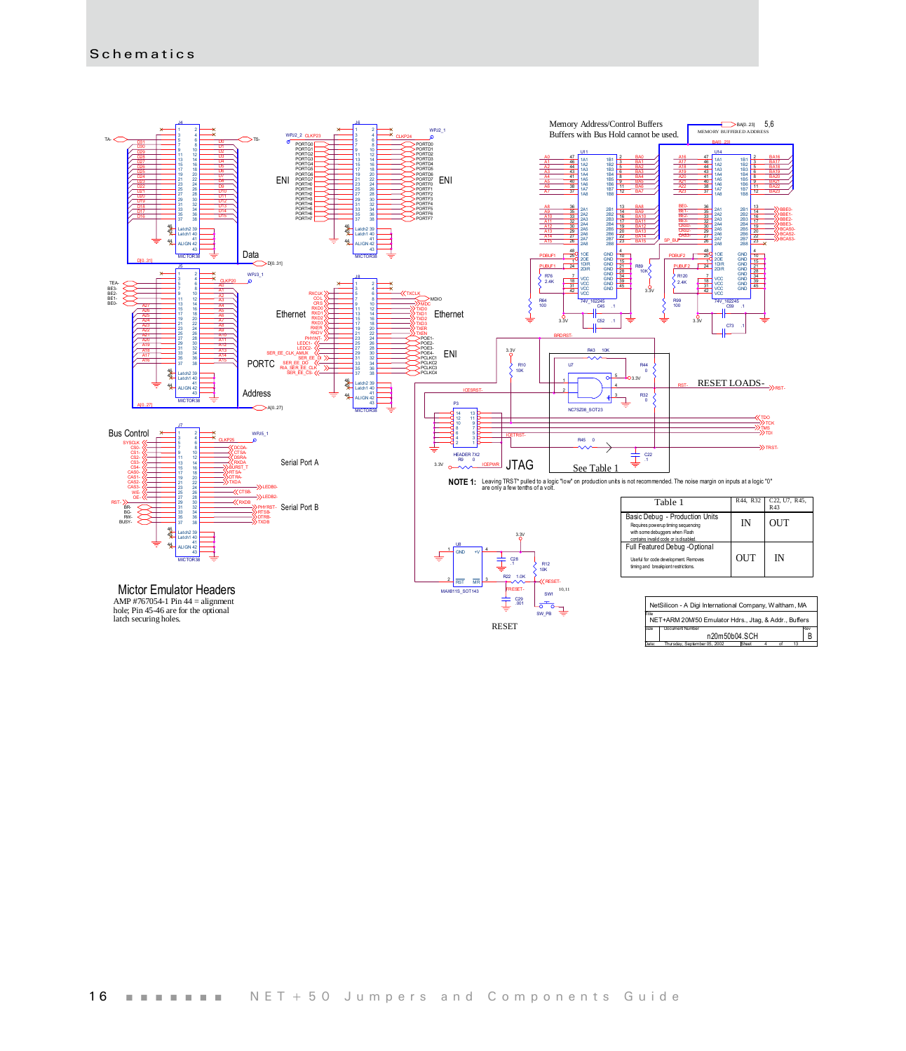# Schematics

Memory Address/Control Buffers
Buffers with Bus Hold cannot be used.

Data

ENI

ENI

Ethernet

Ethernet

ENI

PORTC

Address

Bus Control

Serial Port A

Serial Port B

JTAG

RESET LOADS-

See Table 1

**NOTE 1:** Leaving TRST* pulled to a logic "low" on production units is not recommended. The noise margin on inputs at a logic "0" are only a few tenths of a volt.

| Table 1 | R44, R32 | C22, U7, R45, R43 |
|---|---|---|
| Basic Debug - Production Units<br>Requires powerup timing sequencing with some debuggers when Flash contains invalid code or is disabled. | IN | OUT |
| Full Featured Debug -Optional<br>Useful for code development. Removes timing and breakpoint restrictions. | OUT | IN |

Mictor Emulator Headers
AMP #767054-1 Pin 44 = alignment hole; Pin 45-46 are for the optional latch securing holes.

RESET

NetSilicon - A Digi International Company, Waltham, MA
Title: NET+ARM 20M/50 Emulator Hdrs., Jtag, & Addr., Buffers
Size: Document Number: n20m50b04.SCH Rev: B
Date: Thursday, September 05, 2002 Sheet 4 of 13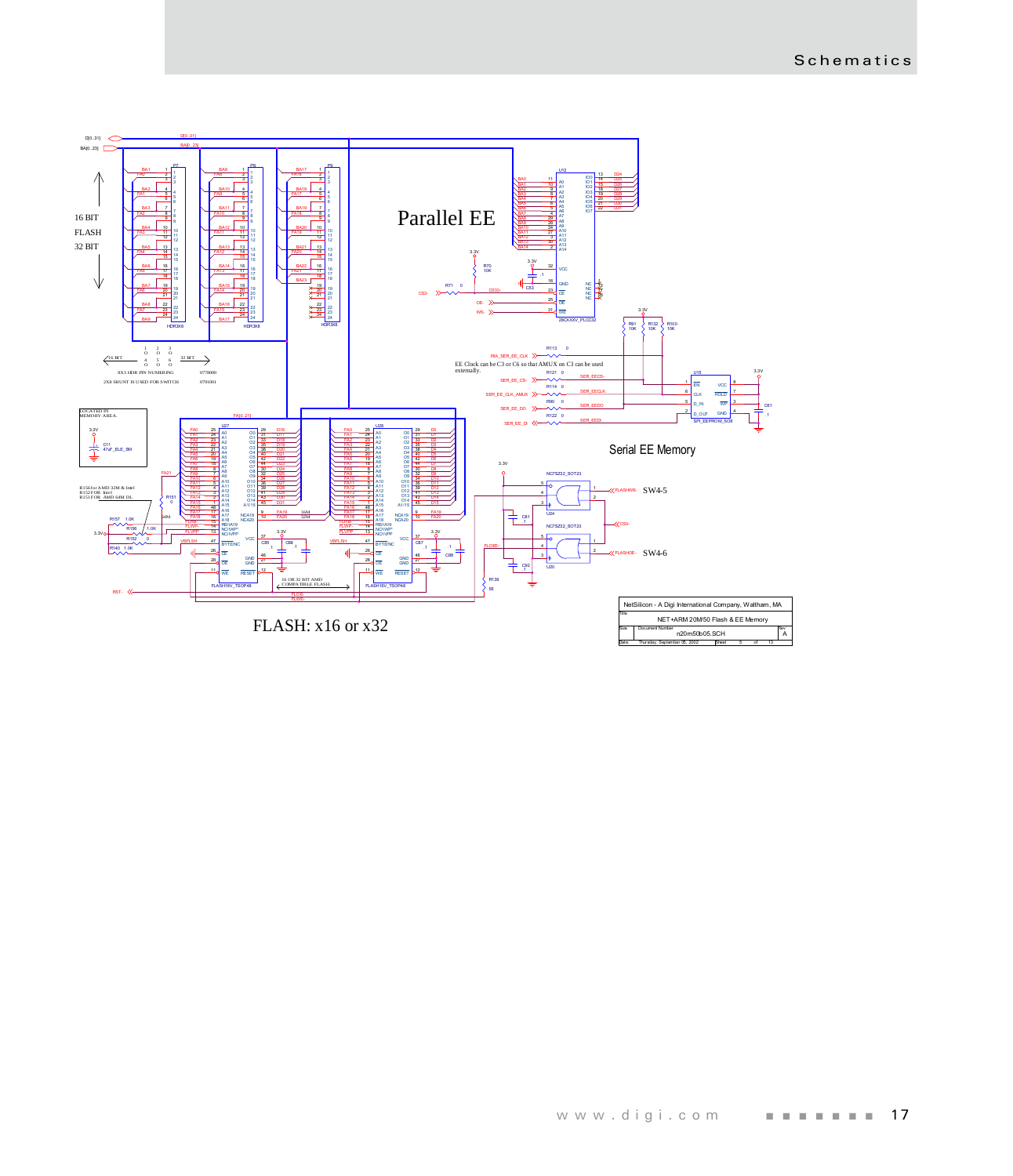Parallel EE

16 BIT
FLASH
32 BIT

8X3 HDR PIN NUMBERING 0778000

2X8 SHUNT IS USED FOR SWITCH 0791001

EE Clock can be C3 or C6 so that AMUX on C3 can be used externally.

Serial EE Memory

LOCATED IN MEMORY AREA.

R156 for AMD 32M & Intel
R152 FOR Intel
R151 FOR AMD 64M DL

16 OR 32 BIT AMD COMPATIBLE FLASH.

SW4-5

SW4-6

FLASH: x16 or x32

| NetSilicon - A Digi International Company, Waltham, MA | | |
|---|---|---|
| Title: NET+ARM 20M/50 Flash & EE Memory | | |
| Size | Document Number: n20m50b05.SCH | Rev: A |
| Date: Thursday, September 05, 2002 | Sheet 5 of 13 | |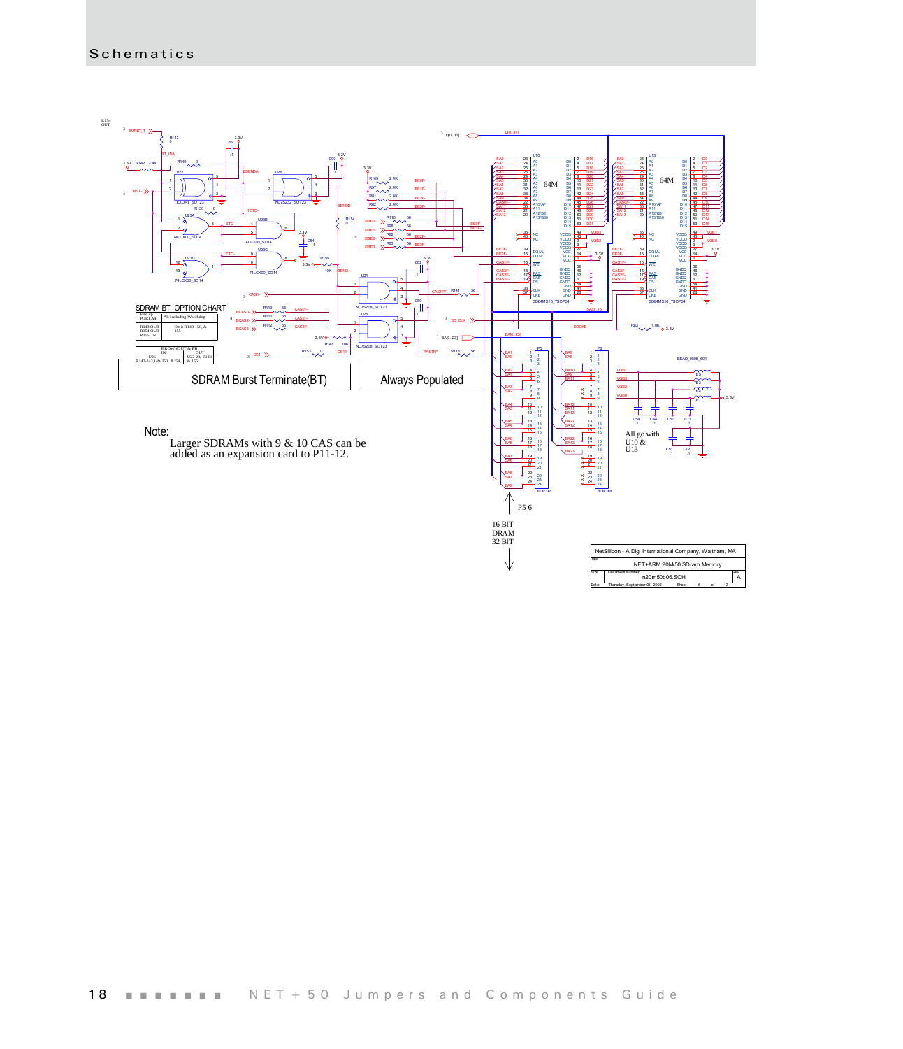## Schematics

SDRAM BT OPTION CHART

| Free up PORTA4 | All Including Watchdog |
|---|---|
| R143 OUT R154 OUT R155 IN | Omit R140-150, & 155 |

| BROWNOUT & PB IN | OUT |
|---|---|
| U26 R142-143,149-150, & 154, | U22-23, R148 & 155 |

SDRAM Burst Terminate(BT)

Always Populated

Note:

Larger SDRAMs with 9 & 10 CAS can be added as an expansion card to P11-12.

All go with U10 & U13

P5-6

16 BIT DRAM 32 BIT

NetSilicon - A Digi International Company, Waltham, MA

NET+ARM 20M/50 SDram Memory

n20m50b06.SCH

Thursday, September 05, 2002 Sheet 6 of 13

Rev A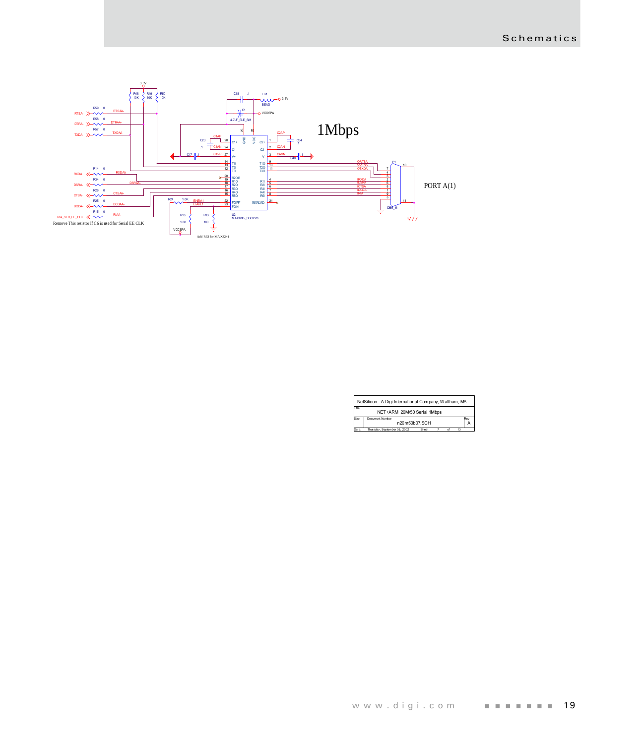1Mbps

PORT A(1)

Remove This resistor If C6 is used for Serial EE CLK

Add R33 for MAX3241

| NetSilicon - A Digi International Company, Waltham, MA | | |
|---|---|---|
| Title: NET+ARM 20M/50 Serial 1Mbps | | |
| Size | Document Number: n20m50b07.SCH | Rev: A |
| Date: Thursday, September 05, 2002 | Sheet 7 of 13 | |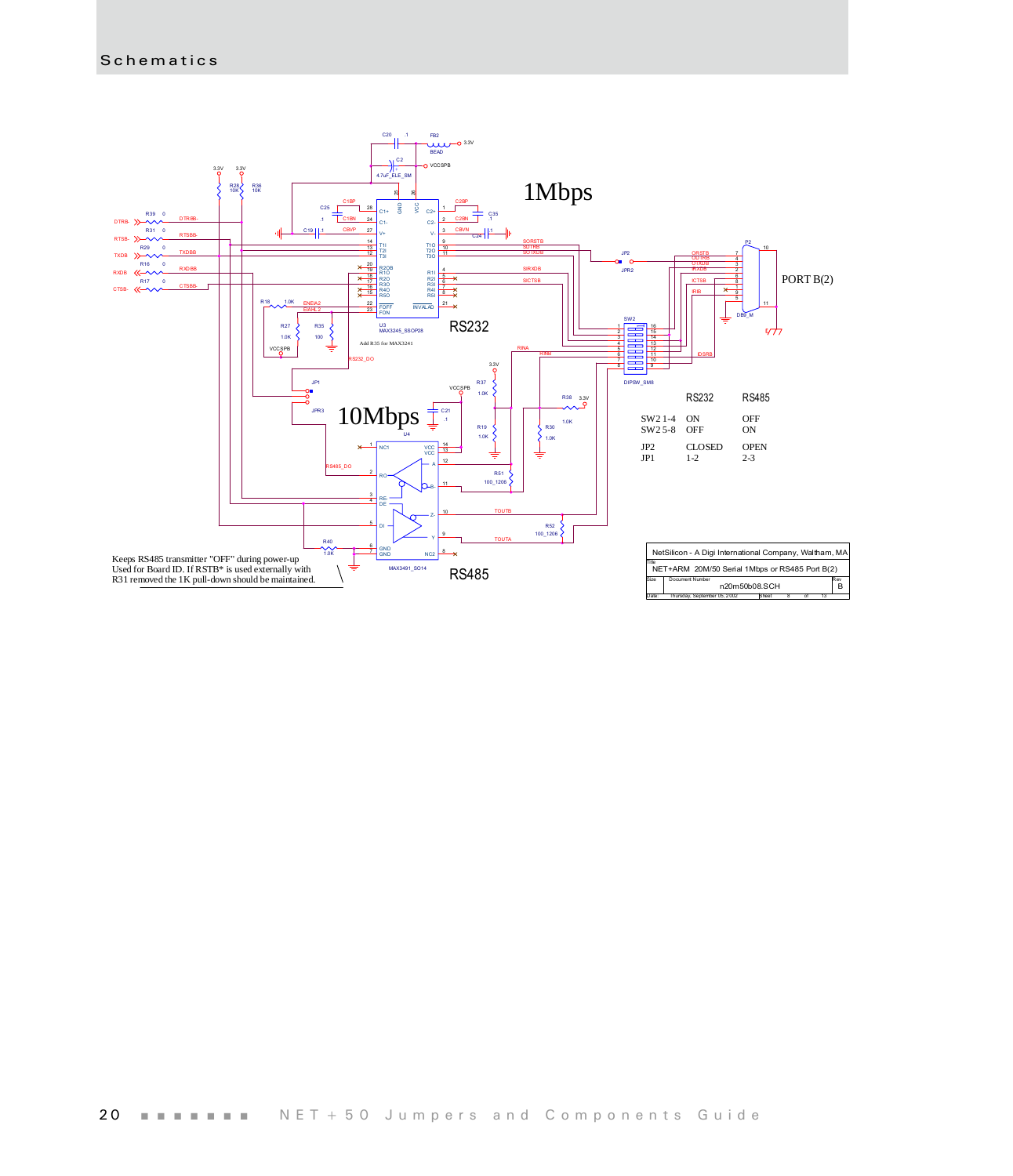# Schematics

1Mbps

RS232

PORT B(2)

10Mbps

RS485

| | RS232 | RS485 |
|---|---|---|
| SW2 1-4 | ON | OFF |
| SW2 5-8 | OFF | ON |
| JP2 | CLOSED | OPEN |
| JP1 | 1-2 | 2-3 |

Keeps RS485 transmitter "OFF" during power-up
Used for Board ID. If RSTB* is used externally with
R31 removed the 1K pull-down should be maintained.

NetSilicon - A Digi International Company, Waltham, MA

Title: NET+ARM 20M/50 Serial 1Mbps or RS485 Port B(2)

Size | Document Number: n20m50b08.SCH | Rev: B

Date: Thursday, September 05, 2002 | Sheet 8 of 13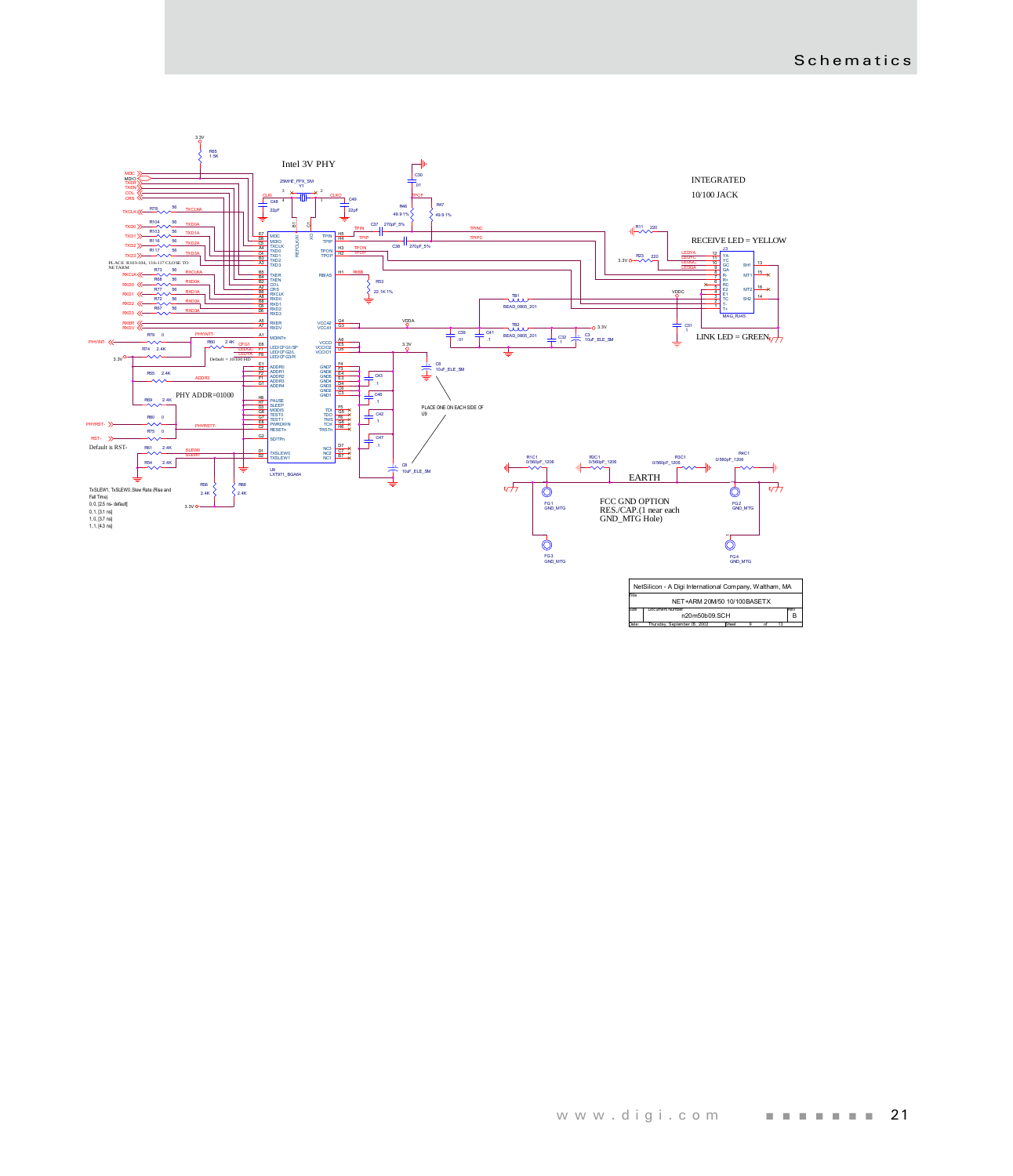Intel 3V PHY

INTEGRATED

10/100 JACK

RECEIVE LED = YELLOW

LINK LED = GREEN

PHY ADDR=01000

PLACE R103-104, 116-117 CLOSE TO NETARM

PLACE ONE ON EACH SIDE OF U9

Default is RST-

Default = 10/100 HD

TxSLEW1, TxSLEW0,Slew Rate (Rise and Fall Time)

0, 0, [2.5 ns- default]

0, 1, [3.1 ns]

1, 0, [3.7 ns]

1, 1, [4.3 ns]

EARTH

FCC GND OPTION
RES./CAP.(1 near each GND_MTG Hole)

| NetSilicon - A Digi International Company, Waltham, MA | | |
|---|---|---|
| Title: NET+ARM 20M/50 10/100BASETX | | |
| Size | Document Number: n20m50b09.SCH | Rev: B |
| Date: Thursday, September 05, 2002 | Sheet 9 of 13 | |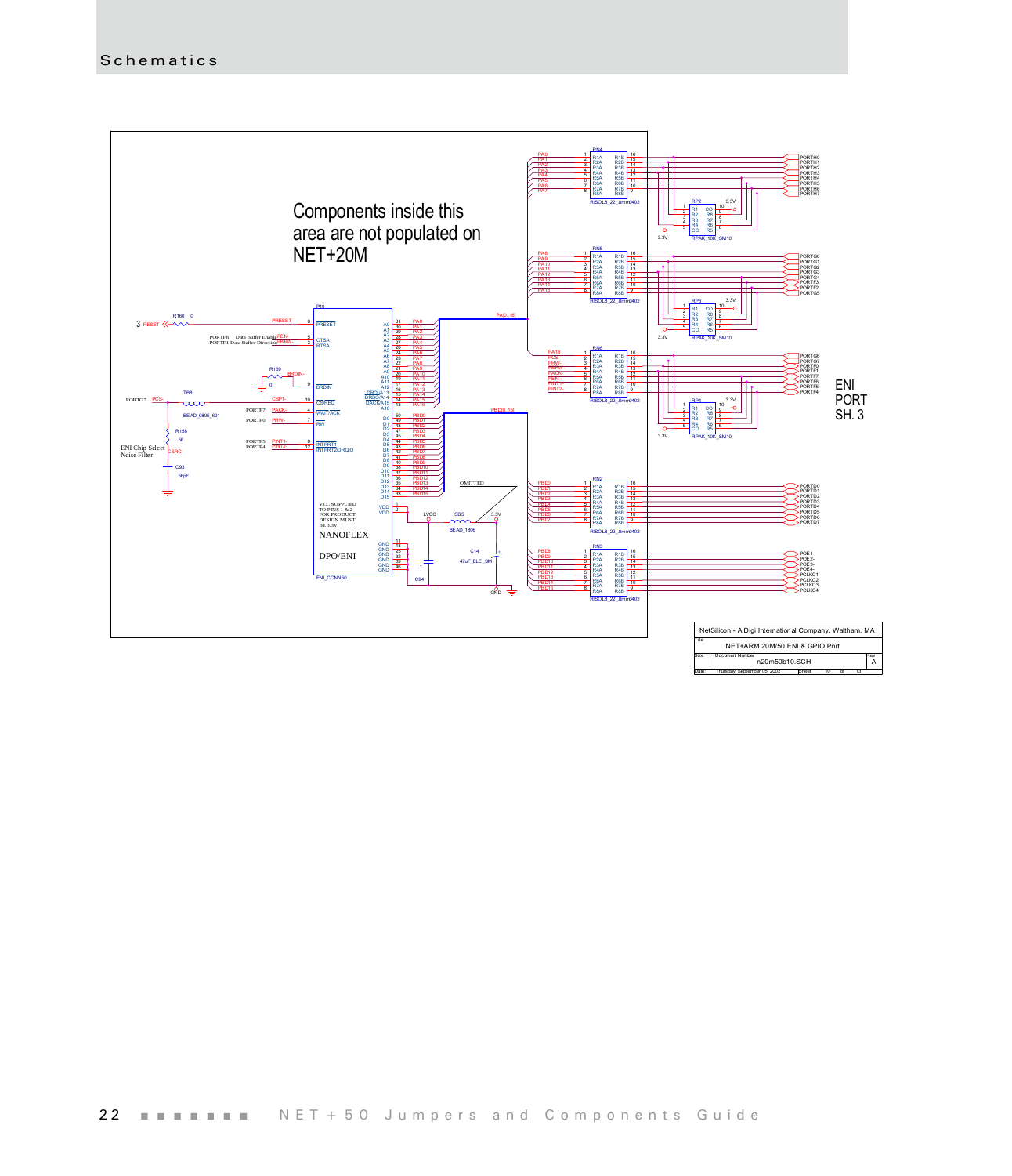Components inside this area are not populated on NET+20M

ENI PORT SH. 3

ENI Chip Select Noise Filter

VCC SUPPLIED TO PINS 1 & 2 FOR PRODUCT DESIGN MUST BE 3.3V

NANOFLEX

DPO/ENI

OMITTED

| NetSilicon - A Digi International Company, Waltham, MA | | |
|---|---|---|
| Title: NET+ARM 20M/50 ENI & GPIO Port | | |
| Size | Document Number: n20m50b10.SCH | Rev: A |
| Date: Thursday, September 05, 2002 | Sheet 10 of 13 | |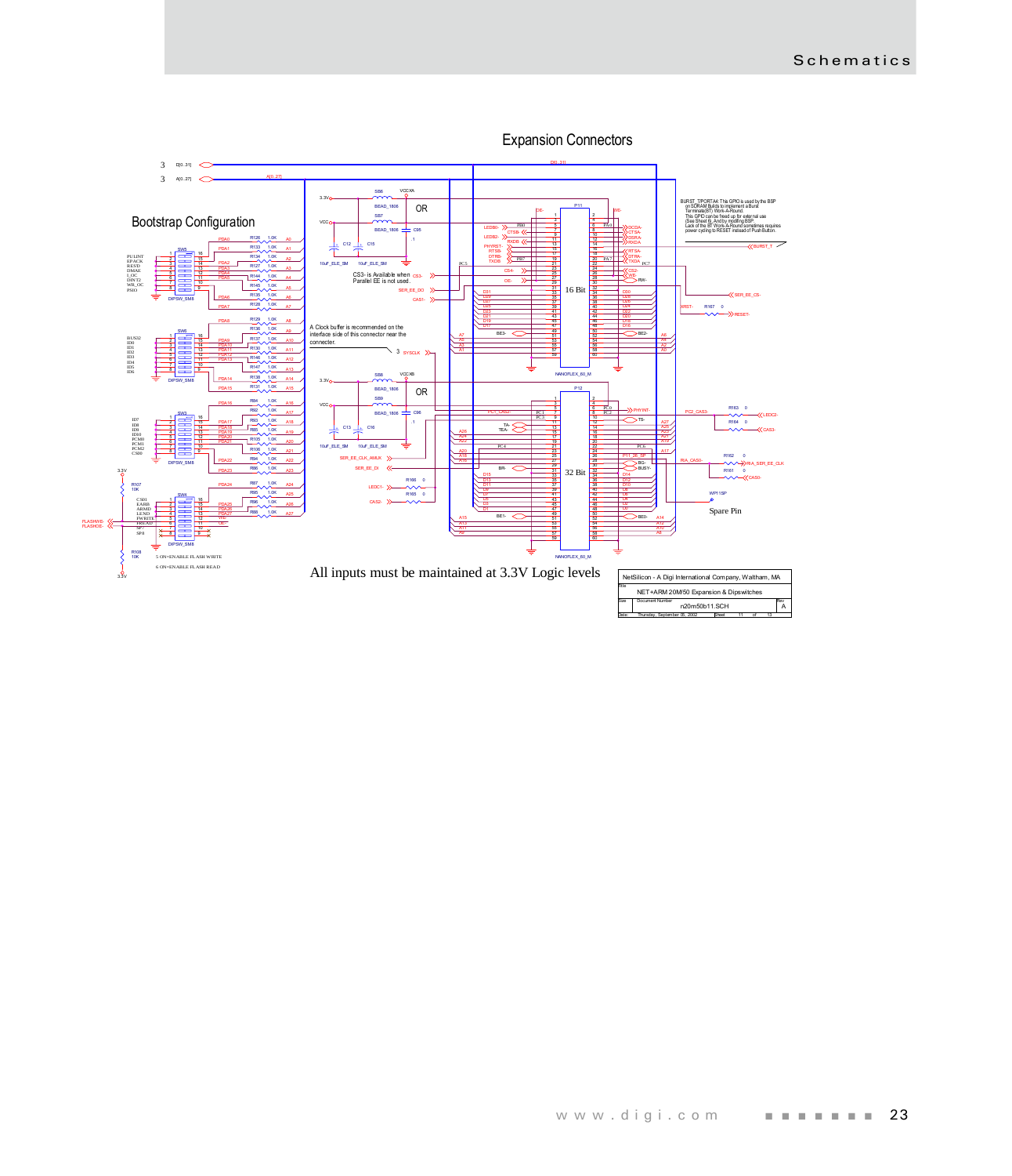## Expansion Connectors

### Bootstrap Configuration

BURST_T/PORTA4: This GPIO is used by the BSP on SDRAM Builds to implement a Burst Terminate (BT) Work-A-Round. This GPIO can be freed up for external use (See Sheet 8), And by modifing BSP. Lack of the BT Work-A-Round sometimes requires power cycling to RESET instead of Push Button.

CS3- is Available when Parallel EE is not used.

A Clock buffer is recommended on the interface side of this connector near the connecter.

5 ON=ENABLE FLASH WRITE

6 ON=ENABLE FLASH READ

Spare Pin

All inputs must be maintained at 3.3V Logic levels

| NetSilicon - A Digi International Company, Waltham, MA | | |
|---|---|---|
| Title: NET+ARM 20M/50 Expansion & Dipswitches | | |
| Size | Document Number: n20m50b11.SCH | Rev: A |
| Date: Thursday, September 05, 2002 | Sheet 11 of 13 | |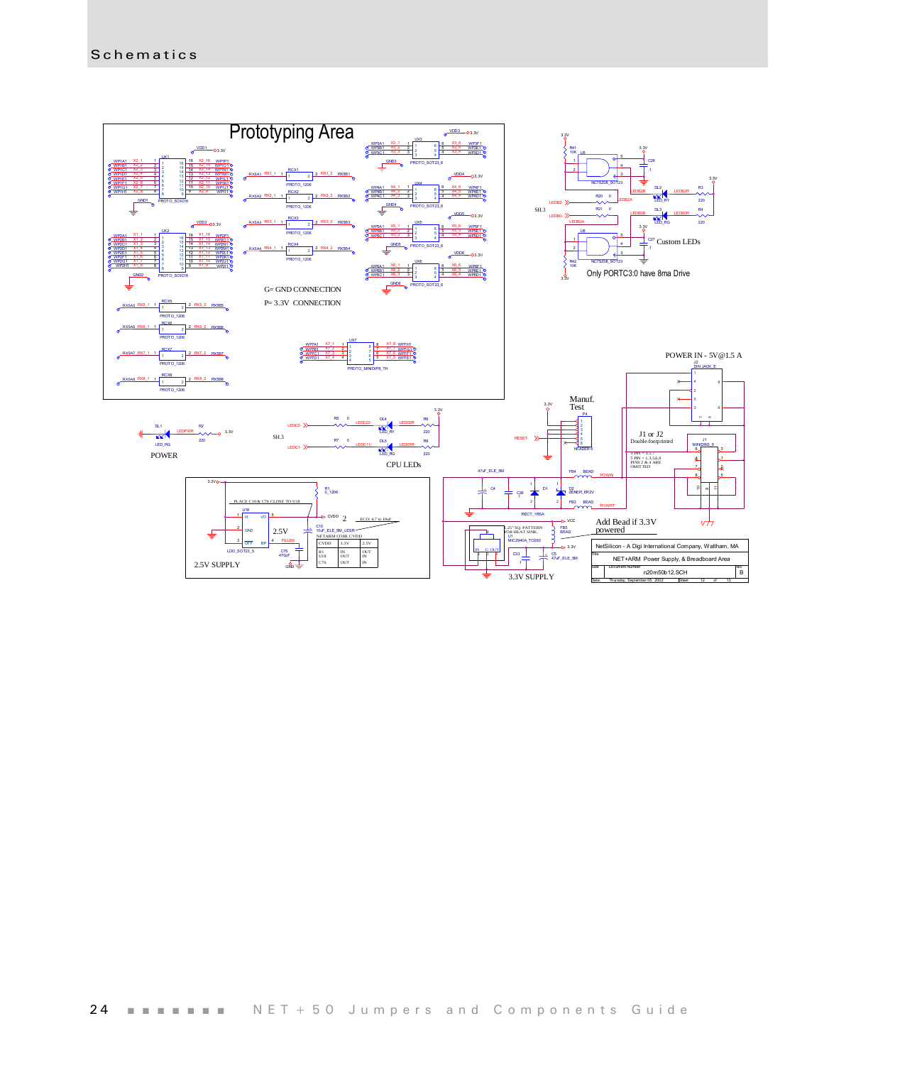# Schematics

Prototyping Area

G= GND CONNECTION

P= 3.3V CONNECTION

Custom LEDs

Only PORTC3:0 have 8ma Drive

POWER

CPU LEDs

POWER IN - 5V@1.5 A

Manuf. Test

J1 or J2 Double-footprinted

PLACE C10 & C76 CLOSE TO U18

2.5V

2.5V SUPPLY

Add Bead if 3.3V powered

3.3V SUPPLY

| CVDD | 3.3V | 2.5V |
|---|---|---|
| R1 | IN | OUT |
| U18 | OUT | IN |
| C76 | OUT | IN |

NetSilicon - A Digi International Company, Waltham, MA

NET+ARM Power Supply, & Breadboard Area

n20m50b12.SCH

Thursday, September 05, 2002 Sheet 12 of 13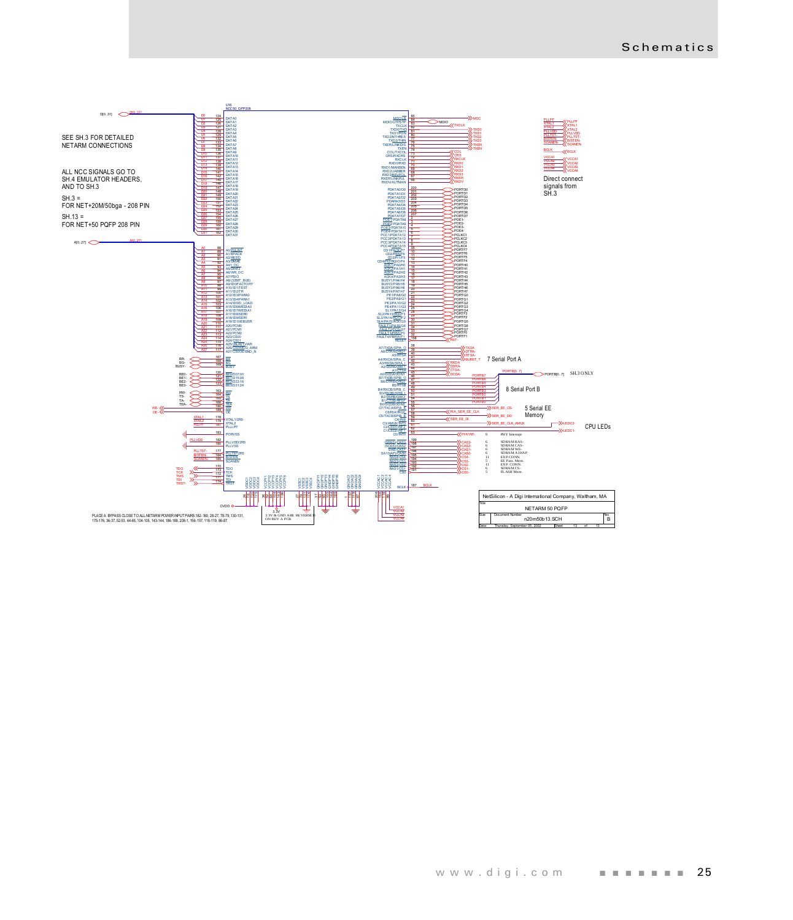SEE SH.3 FOR DETAILED NETARM CONNECTIONS

ALL NCC SIGNALS GO TO SH.4 EMULATOR HEADERS, AND TO SH.3

SH.3 = FOR NET+20M/50bga - 208 PIN

SH.13 = FOR NET+50 PQFP 208 PIN

Direct connect signals from SH.3

7 Serial Port A

8 Serial Port B

5 Serial EE Memory

CPU LEDs

PORTB[0..7] SH.3 ONLY

| | | |
|---|---|---|
| 9 | | PHY Interrupt |
| 6 | | SDRAM RAS- |
| 6 | | SDRAM CAS- |
| 6 | | SDRAM WE- |
| 6 | | SDRAM A10/AP |
| 11 | | EXP. CONN. |
| 5 | | EE Para. Mem. |
| 11 | | EXP. CONN. |
| 6 | | SDRAM CS- |
| 5 | | FLASH Mem. |

3.3V & GND ARE REVERSED ON REV A PCB

PLACE A BYPASS CLOSE TO ALL NETARM POWER INPUT PAIRS:182-180, 28-27, 78-79, 130-131, 175-176, 36-37, 52-53, 64-65, 104-105, 143-144, 186-188, 208-1, 156-157, 118-119, 86-87.

| NetSilicon - A Digi International Company, Waltham, MA | | |
|---|---|---|
| Title | NETARM 50 PQFP | |
| Size | Document Number: n20m50b13.SCH | Rev: B |
| Date: Thursday, September 05, 2002 | Sheet 13 of 13 | |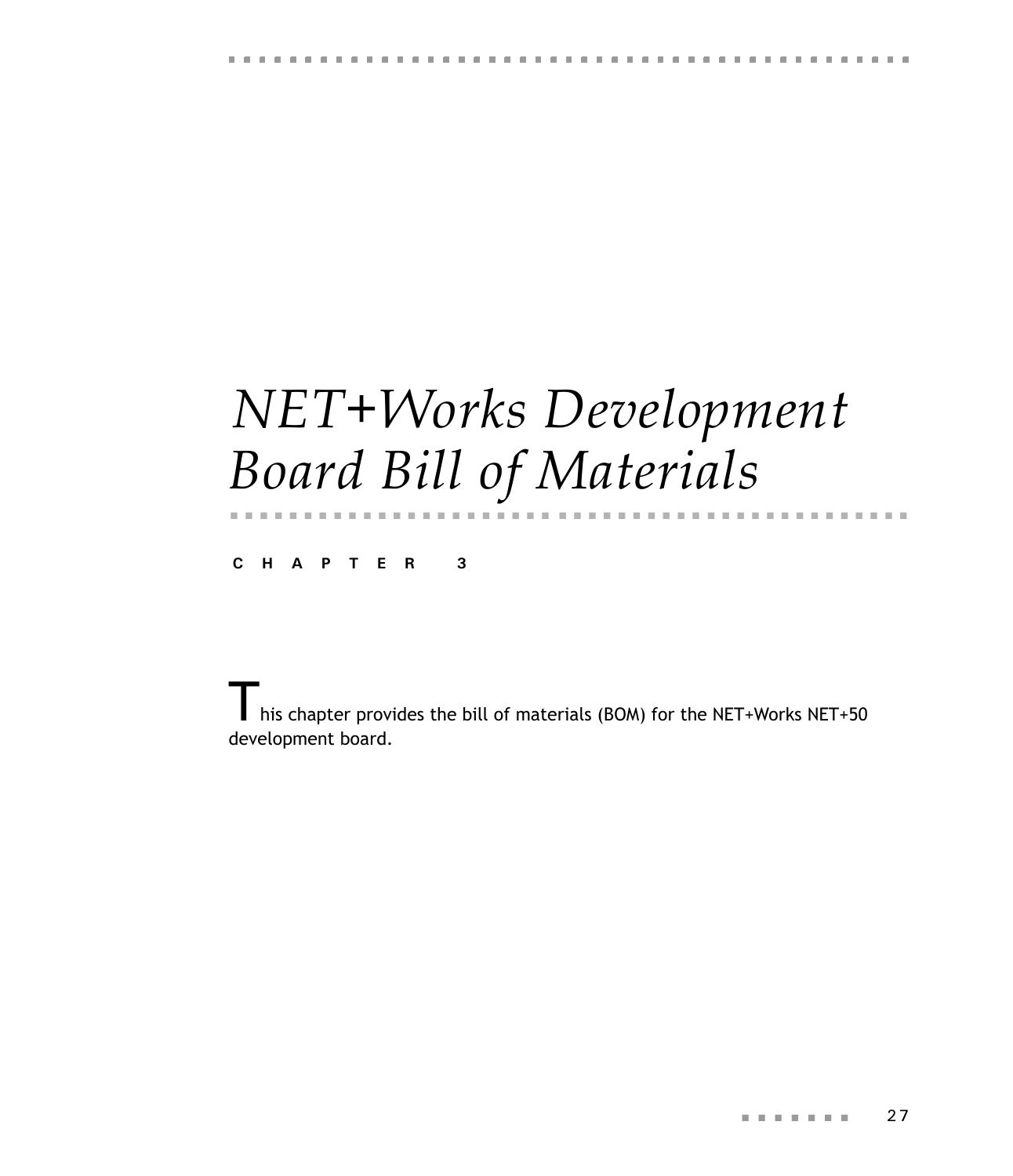# *NET+Works Development Board Bill of Materials*

**C H A P T E R 3**

This chapter provides the bill of materials (BOM) for the NET+Works NET+50 development board.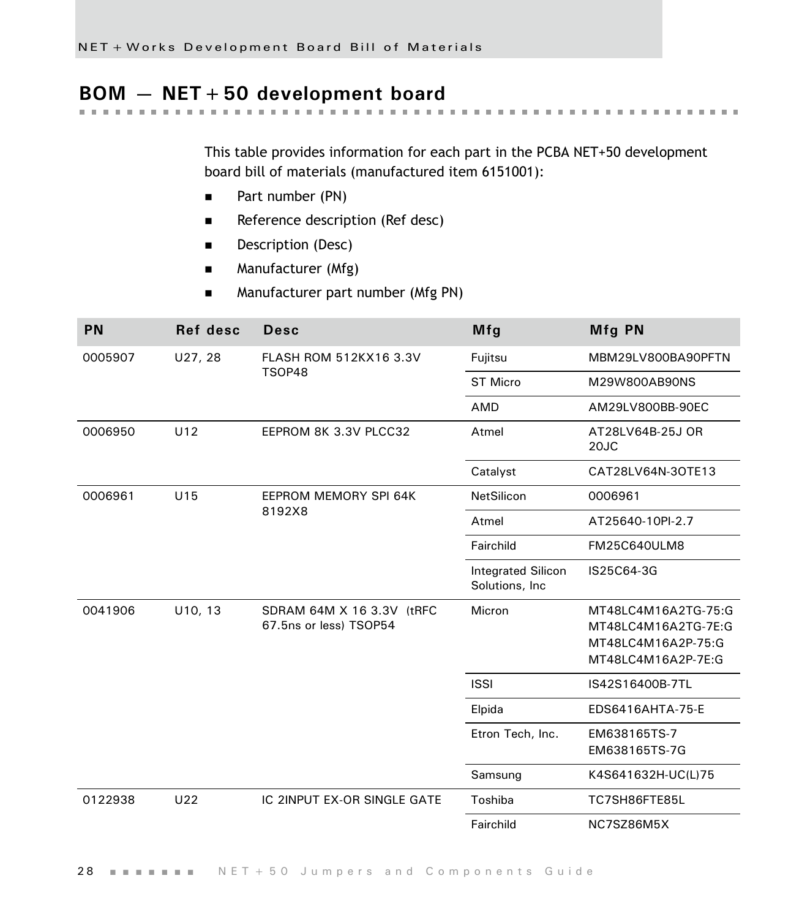## BOM — NET+50 development board

This table provides information for each part in the PCBA NET+50 development board bill of materials (manufactured item 6151001):

- Part number (PN)
- Reference description (Ref desc)
- Description (Desc)
- Manufacturer (Mfg)
- Manufacturer part number (Mfg PN)

| PN | Ref desc | Desc | Mfg | Mfg PN |
| --- | --- | --- | --- | --- |
| 0005907 | U27, 28 | FLASH ROM 512KX16 3.3V TSOP48 | Fujitsu | MBM29LV800BA90PFTN |
| | | | ST Micro | M29W800AB90NS |
| | | | AMD | AM29LV800BB-90EC |
| 0006950 | U12 | EEPROM 8K 3.3V PLCC32 | Atmel | AT28LV64B-25J OR 20JC |
| | | | Catalyst | CAT28LV64N-3OTE13 |
| 0006961 | U15 | EEPROM MEMORY SPI 64K 8192X8 | NetSilicon | 0006961 |
| | | | Atmel | AT25640-10PI-2.7 |
| | | | Fairchild | FM25C640ULM8 |
| | | | Integrated Silicon Solutions, Inc | IS25C64-3G |
| 0041906 | U10, 13 | SDRAM 64M X 16 3.3V (tRFC 67.5ns or less) TSOP54 | Micron | MT48LC4M16A2TG-75:G MT48LC4M16A2TG-7E:G MT48LC4M16A2P-75:G MT48LC4M16A2P-7E:G |
| | | | ISSI | IS42S16400B-7TL |
| | | | Elpida | EDS6416AHTA-75-E |
| | | | Etron Tech, Inc. | EM638165TS-7 EM638165TS-7G |
| | | | Samsung | K4S641632H-UC(L)75 |
| 0122938 | U22 | IC 2INPUT EX-OR SINGLE GATE | Toshiba | TC7SH86FTE85L |
| | | | Fairchild | NC7SZ86M5X |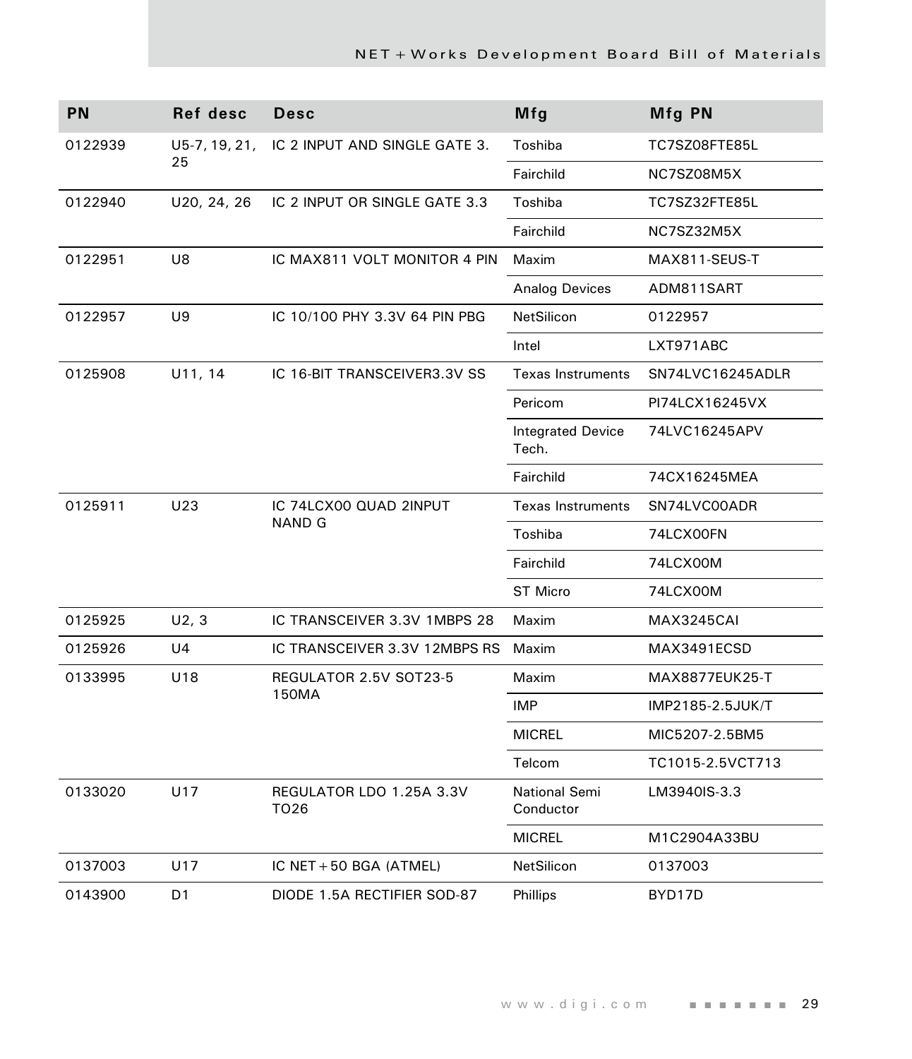| PN | Ref desc | Desc | Mfg | Mfg PN |
|---|---|---|---|---|
| 0122939 | U5-7, 19, 21, 25 | IC 2 INPUT AND SINGLE GATE 3. | Toshiba | TC7SZ08FTE85L |
| | | | Fairchild | NC7SZ08M5X |
| 0122940 | U20, 24, 26 | IC 2 INPUT OR SINGLE GATE 3.3 | Toshiba | TC7SZ32FTE85L |
| | | | Fairchild | NC7SZ32M5X |
| 0122951 | U8 | IC MAX811 VOLT MONITOR 4 PIN | Maxim | MAX811-SEUS-T |
| | | | Analog Devices | ADM811SART |
| 0122957 | U9 | IC 10/100 PHY 3.3V 64 PIN PBG | NetSilicon | 0122957 |
| | | | Intel | LXT971ABC |
| 0125908 | U11, 14 | IC 16-BIT TRANSCEIVER3.3V SS | Texas Instruments | SN74LVC16245ADLR |
| | | | Pericom | PI74LCX16245VX |
| | | | Integrated Device Tech. | 74LVC16245APV |
| | | | Fairchild | 74CX16245MEA |
| 0125911 | U23 | IC 74LCX00 QUAD 2INPUT NAND G | Texas Instruments | SN74LVC00ADR |
| | | | Toshiba | 74LCX00FN |
| | | | Fairchild | 74LCX00M |
| | | | ST Micro | 74LCX00M |
| 0125925 | U2, 3 | IC TRANSCEIVER 3.3V 1MBPS 28 | Maxim | MAX3245CAI |
| 0125926 | U4 | IC TRANSCEIVER 3.3V 12MBPS RS | Maxim | MAX3491ECSD |
| 0133995 | U18 | REGULATOR 2.5V SOT23-5 150MA | Maxim | MAX8877EUK25-T |
| | | | IMP | IMP2185-2.5JUK/T |
| | | | MICREL | MIC5207-2.5BM5 |
| | | | Telcom | TC1015-2.5VCT713 |
| 0133020 | U17 | REGULATOR LDO 1.25A 3.3V TO26 | National Semi Conductor | LM3940IS-3.3 |
| | | | MICREL | M1C2904A33BU |
| 0137003 | U17 | IC NET+50 BGA (ATMEL) | NetSilicon | 0137003 |
| 0143900 | D1 | DIODE 1.5A RECTIFIER SOD-87 | Phillips | BYD17D |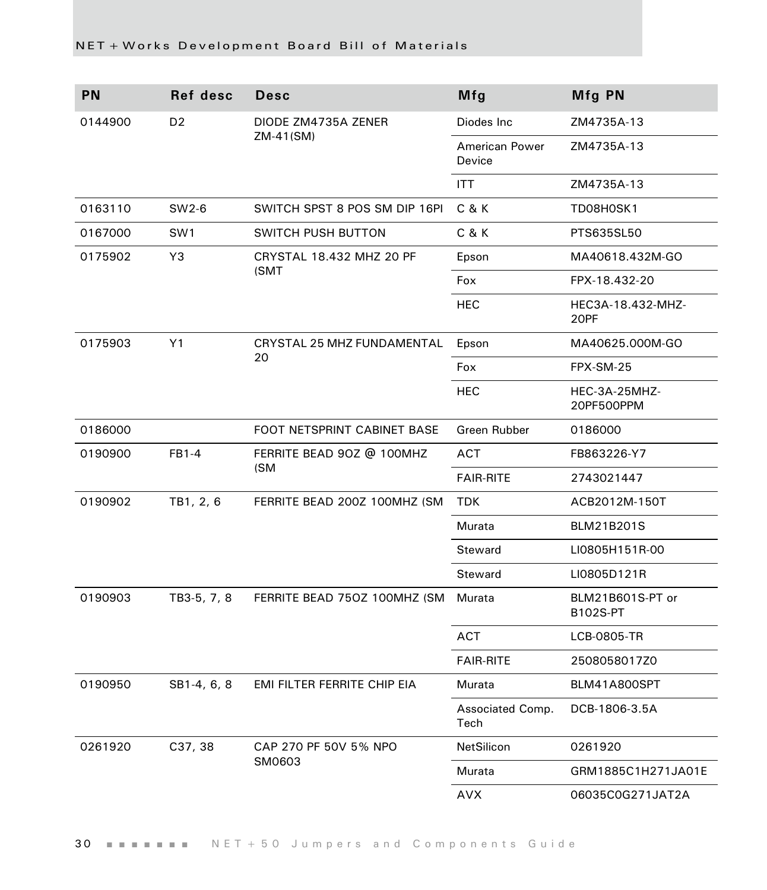| PN | Ref desc | Desc | Mfg | Mfg PN |
|---|---|---|---|---|
| 0144900 | D2 | DIODE ZM4735A ZENER ZM-41(SM) | Diodes Inc | ZM4735A-13 |
| | | | American Power Device | ZM4735A-13 |
| | | | ITT | ZM4735A-13 |
| 0163110 | SW2-6 | SWITCH SPST 8 POS SM DIP 16PI | C & K | TD08H0SK1 |
| 0167000 | SW1 | SWITCH PUSH BUTTON | C & K | PTS635SL50 |
| 0175902 | Y3 | CRYSTAL 18.432 MHZ 20 PF (SMT | Epson | MA40618.432M-GO |
| | | | Fox | FPX-18.432-20 |
| | | | HEC | HEC3A-18.432-MHZ-20PF |
| 0175903 | Y1 | CRYSTAL 25 MHZ FUNDAMENTAL 20 | Epson | MA40625.000M-GO |
| | | | Fox | FPX-SM-25 |
| | | | HEC | HEC-3A-25MHZ-20PF500PPM |
| 0186000 | | FOOT NETSPRINT CABINET BASE | Green Rubber | 0186000 |
| 0190900 | FB1-4 | FERRITE BEAD 9OZ @ 100MHZ (SM | ACT | FB863226-Y7 |
| | | | FAIR-RITE | 2743021447 |
| 0190902 | TB1, 2, 6 | FERRITE BEAD 200Z 100MHZ (SM | TDK | ACB2012M-150T |
| | | | Murata | BLM21B201S |
| | | | Steward | LI0805H151R-00 |
| | | | Steward | LI0805D121R |
| 0190903 | TB3-5, 7, 8 | FERRITE BEAD 75OZ 100MHZ (SM | Murata | BLM21B601S-PT or B102S-PT |
| | | | ACT | LCB-0805-TR |
| | | | FAIR-RITE | 2508058017Z0 |
| 0190950 | SB1-4, 6, 8 | EMI FILTER FERRITE CHIP EIA | Murata | BLM41A800SPT |
| | | | Associated Comp. Tech | DCB-1806-3.5A |
| 0261920 | C37, 38 | CAP 270 PF 50V 5% NPO SM0603 | NetSilicon | 0261920 |
| | | | Murata | GRM1885C1H271JA01E |
| | | | AVX | 06035C0G271JAT2A |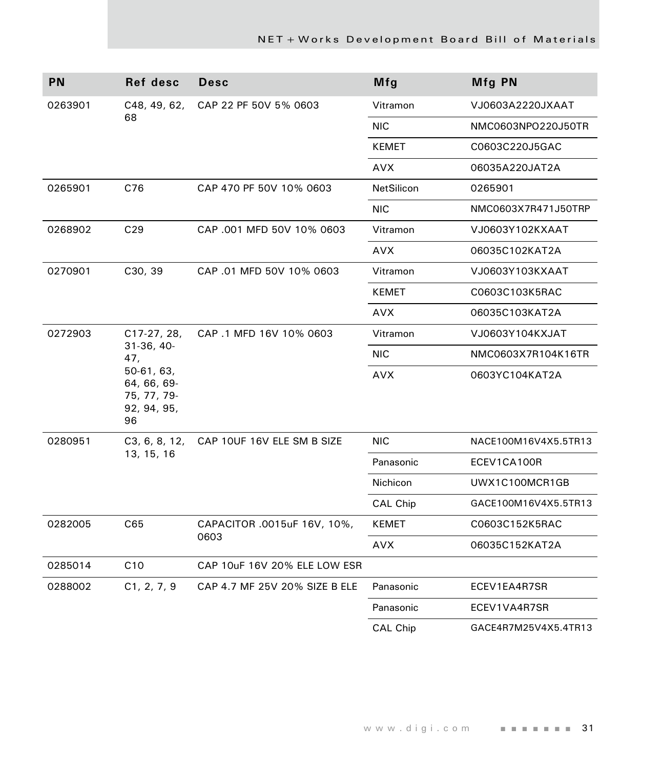| PN | Ref desc | Desc | Mfg | Mfg PN |
|---|---|---|---|---|
| 0263901 | C48, 49, 62, 68 | CAP 22 PF 50V 5% 0603 | Vitramon | VJ0603A2220JXAAT |
| | | | NIC | NMC0603NPO220J50TR |
| | | | KEMET | C0603C220J5GAC |
| | | | AVX | 06035A220JAT2A |
| 0265901 | C76 | CAP 470 PF 50V 10% 0603 | NetSilicon | 0265901 |
| | | | NIC | NMC0603X7R471J50TRP |
| 0268902 | C29 | CAP .001 MFD 50V 10% 0603 | Vitramon | VJ0603Y102KXAAT |
| | | | AVX | 06035C102KAT2A |
| 0270901 | C30, 39 | CAP .01 MFD 50V 10% 0603 | Vitramon | VJ0603Y103KXAAT |
| | | | KEMET | C0603C103K5RAC |
| | | | AVX | 06035C103KAT2A |
| 0272903 | C17-27, 28, 31-36, 40-47, 50-61, 63, 64, 66, 69-75, 77, 79-92, 94, 95, 96 | CAP .1 MFD 16V 10% 0603 | Vitramon | VJ0603Y104KXJAT |
| | | | NIC | NMC0603X7R104K16TR |
| | | | AVX | 0603YC104KAT2A |
| 0280951 | C3, 6, 8, 12, 13, 15, 16 | CAP 10UF 16V ELE SM B SIZE | NIC | NACE100M16V4X5.5TR13 |
| | | | Panasonic | ECEV1CA100R |
| | | | Nichicon | UWX1C100MCR1GB |
| | | | CAL Chip | GACE100M16V4X5.5TR13 |
| 0282005 | C65 | CAPACITOR .0015uF 16V, 10%, 0603 | KEMET | C0603C152K5RAC |
| | | | AVX | 06035C152KAT2A |
| 0285014 | C10 | CAP 10uF 16V 20% ELE LOW ESR | | |
| 0288002 | C1, 2, 7, 9 | CAP 4.7 MF 25V 20% SIZE B ELE | Panasonic | ECEV1EA4R7SR |
| | | | Panasonic | ECEV1VA4R7SR |
| | | | CAL Chip | GACE4R7M25V4X5.4TR13 |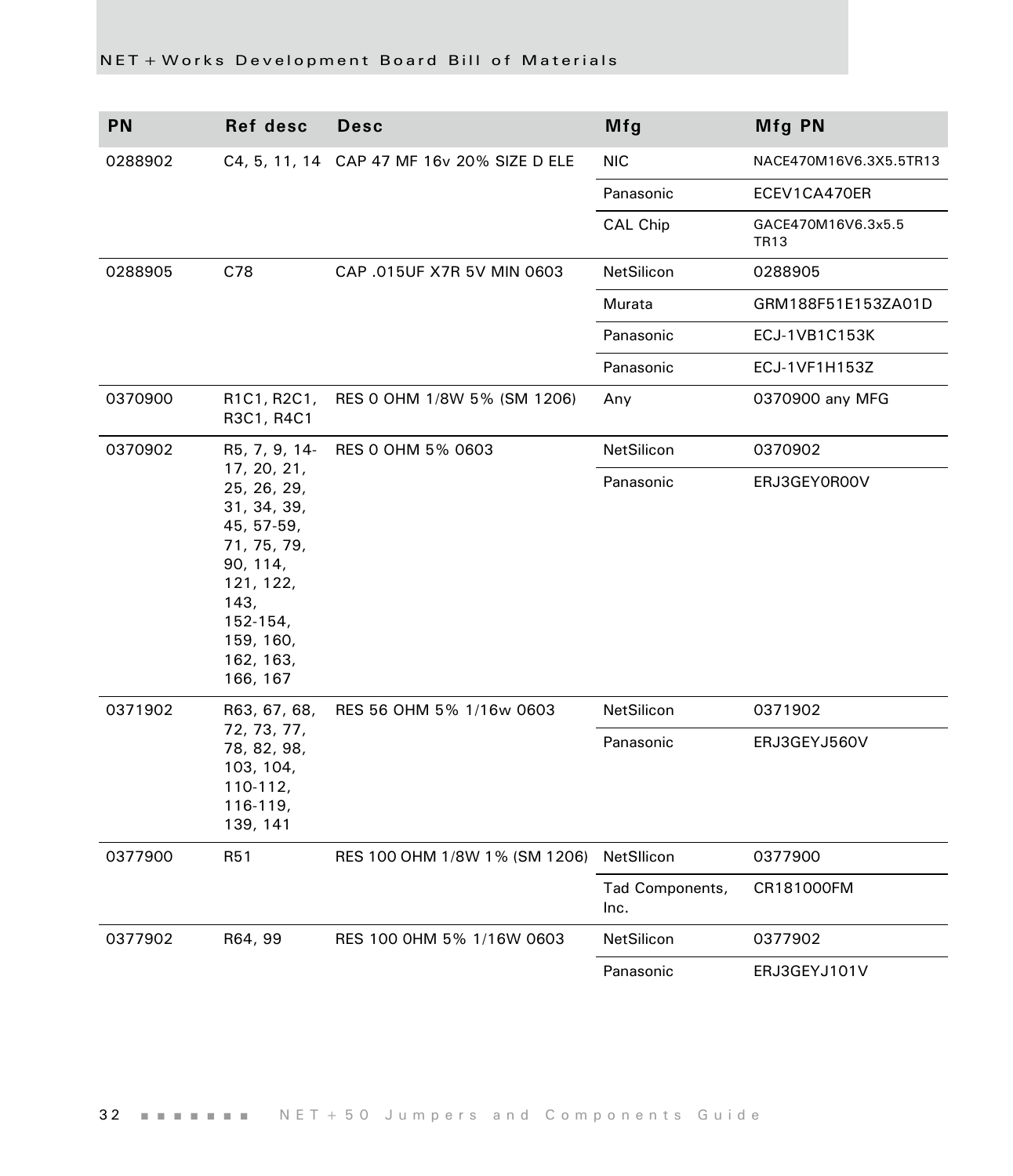| PN | Ref desc | Desc | Mfg | Mfg PN |
|---|---|---|---|---|
| 0288902 | C4, 5, 11, 14 | CAP 47 MF 16v 20% SIZE D ELE | NIC | NACE470M16V6.3X5.5TR13 |
| | | | Panasonic | ECEV1CA470ER |
| | | | CAL Chip | GACE470M16V6.3x5.5 TR13 |
| 0288905 | C78 | CAP .015UF X7R 5V MIN 0603 | NetSilicon | 0288905 |
| | | | Murata | GRM188F51E153ZA01D |
| | | | Panasonic | ECJ-1VB1C153K |
| | | | Panasonic | ECJ-1VF1H153Z |
| 0370900 | R1C1, R2C1, R3C1, R4C1 | RES 0 OHM 1/8W 5% (SM 1206) | Any | 0370900 any MFG |
| 0370902 | R5, 7, 9, 14-17, 20, 21, 25, 26, 29, 31, 34, 39, 45, 57-59, 71, 75, 79, 90, 114, 121, 122, 143, 152-154, 159, 160, 162, 163, 166, 167 | RES 0 OHM 5% 0603 | NetSilicon | 0370902 |
| | | | Panasonic | ERJ3GEY0R00V |
| 0371902 | R63, 67, 68, 72, 73, 77, 78, 82, 98, 103, 104, 110-112, 116-119, 139, 141 | RES 56 OHM 5% 1/16w 0603 | NetSilicon | 0371902 |
| | | | Panasonic | ERJ3GEYJ560V |
| 0377900 | R51 | RES 100 OHM 1/8W 1% (SM 1206) | NetSIlicon | 0377900 |
| | | | Tad Components, Inc. | CR181000FM |
| 0377902 | R64, 99 | RES 100 0HM 5% 1/16W 0603 | NetSilicon | 0377902 |
| | | | Panasonic | ERJ3GEYJ101V |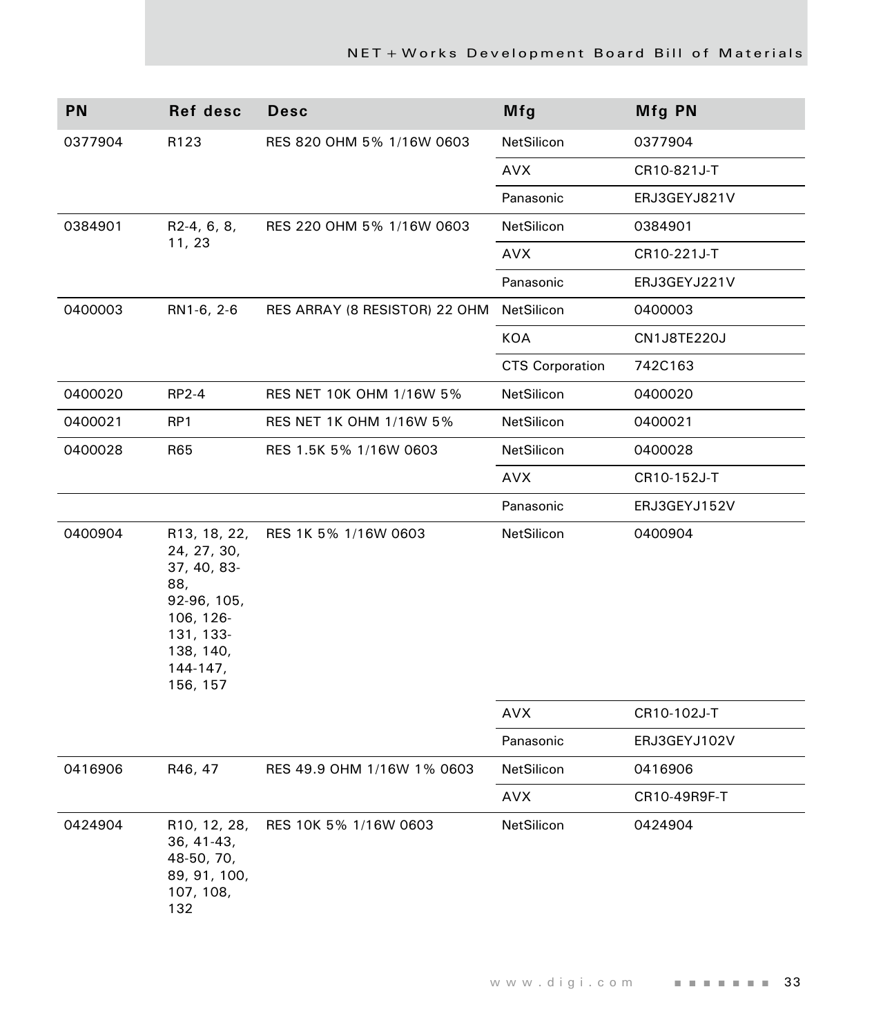| PN | Ref desc | Desc | Mfg | Mfg PN |
| --- | --- | --- | --- | --- |
| 0377904 | R123 | RES 820 OHM 5% 1/16W 0603 | NetSilicon | 0377904 |
| | | | AVX | CR10-821J-T |
| | | | Panasonic | ERJ3GEYJ821V |
| 0384901 | R2-4, 6, 8, 11, 23 | RES 220 OHM 5% 1/16W 0603 | NetSilicon | 0384901 |
| | | | AVX | CR10-221J-T |
| | | | Panasonic | ERJ3GEYJ221V |
| 0400003 | RN1-6, 2-6 | RES ARRAY (8 RESISTOR) 22 OHM | NetSilicon | 0400003 |
| | | | KOA | CN1J8TE220J |
| | | | CTS Corporation | 742C163 |
| 0400020 | RP2-4 | RES NET 10K OHM 1/16W 5% | NetSilicon | 0400020 |
| 0400021 | RP1 | RES NET 1K OHM 1/16W 5% | NetSilicon | 0400021 |
| 0400028 | R65 | RES 1.5K 5% 1/16W 0603 | NetSilicon | 0400028 |
| | | | AVX | CR10-152J-T |
| | | | Panasonic | ERJ3GEYJ152V |
| 0400904 | R13, 18, 22, 24, 27, 30, 37, 40, 83-88, 92-96, 105, 106, 126-131, 133-138, 140, 144-147, 156, 157 | RES 1K 5% 1/16W 0603 | NetSilicon | 0400904 |
| | | | AVX | CR10-102J-T |
| | | | Panasonic | ERJ3GEYJ102V |
| 0416906 | R46, 47 | RES 49.9 OHM 1/16W 1% 0603 | NetSilicon | 0416906 |
| | | | AVX | CR10-49R9F-T |
| 0424904 | R10, 12, 28, 36, 41-43, 48-50, 70, 89, 91, 100, 107, 108, 132 | RES 10K 5% 1/16W 0603 | NetSilicon | 0424904 |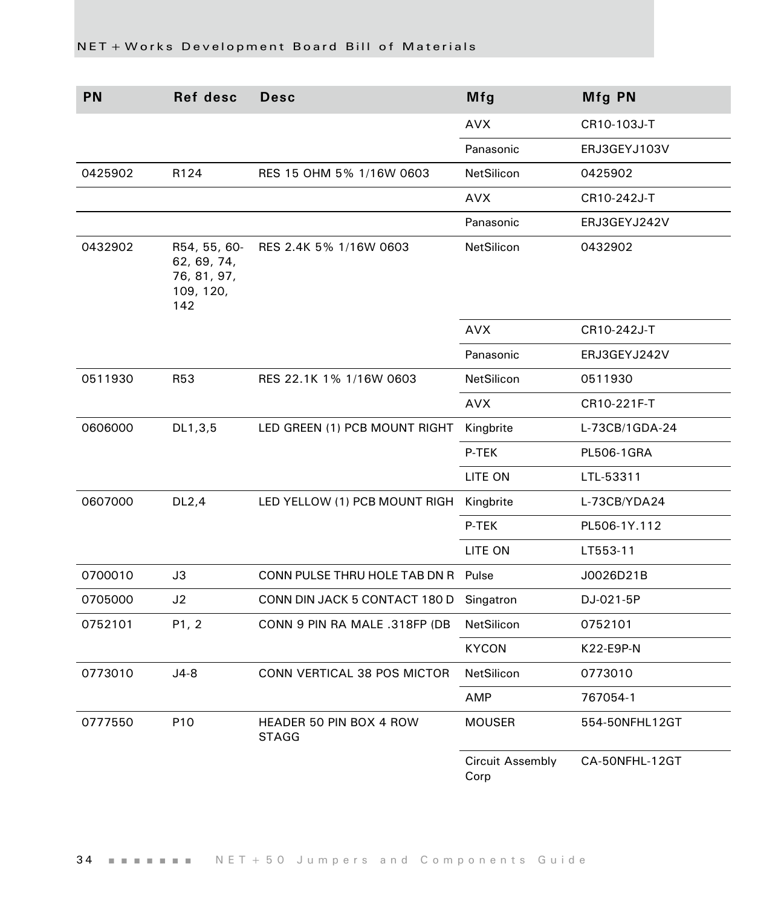| PN | Ref desc | Desc | Mfg | Mfg PN |
| --- | --- | --- | --- | --- |
| | | | AVX | CR10-103J-T |
| | | | Panasonic | ERJ3GEYJ103V |
| 0425902 | R124 | RES 15 OHM 5% 1/16W 0603 | NetSilicon | 0425902 |
| | | | AVX | CR10-242J-T |
| | | | Panasonic | ERJ3GEYJ242V |
| 0432902 | R54, 55, 60-62, 69, 74, 76, 81, 97, 109, 120, 142 | RES 2.4K 5% 1/16W 0603 | NetSilicon | 0432902 |
| | | | AVX | CR10-242J-T |
| | | | Panasonic | ERJ3GEYJ242V |
| 0511930 | R53 | RES 22.1K 1% 1/16W 0603 | NetSilicon | 0511930 |
| | | | AVX | CR10-221F-T |
| 0606000 | DL1,3,5 | LED GREEN (1) PCB MOUNT RIGHT | Kingbrite | L-73CB/1GDA-24 |
| | | | P-TEK | PL506-1GRA |
| | | | LITE ON | LTL-53311 |
| 0607000 | DL2,4 | LED YELLOW (1) PCB MOUNT RIGH | Kingbrite | L-73CB/YDA24 |
| | | | P-TEK | PL506-1Y.112 |
| | | | LITE ON | LT553-11 |
| 0700010 | J3 | CONN PULSE THRU HOLE TAB DN R | Pulse | J0026D21B |
| 0705000 | J2 | CONN DIN JACK 5 CONTACT 180 D | Singatron | DJ-021-5P |
| 0752101 | P1, 2 | CONN 9 PIN RA MALE .318FP (DB | NetSilicon | 0752101 |
| | | | KYCON | K22-E9P-N |
| 0773010 | J4-8 | CONN VERTICAL 38 POS MICTOR | NetSilicon | 0773010 |
| | | | AMP | 767054-1 |
| 0777550 | P10 | HEADER 50 PIN BOX 4 ROW STAGG | MOUSER | 554-50NFHL12GT |
| | | | Circuit Assembly Corp | CA-50NFHL-12GT |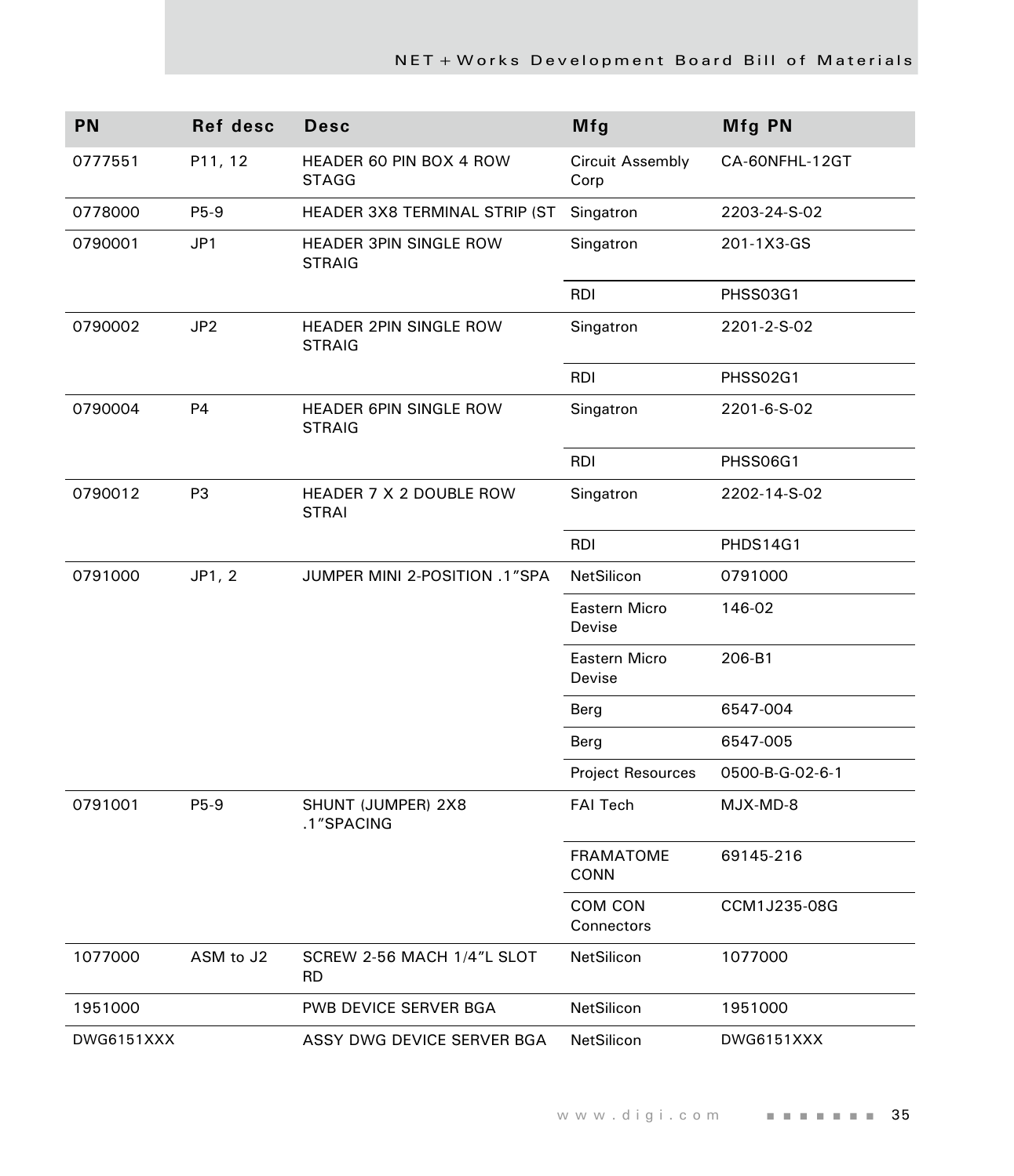| PN | Ref desc | Desc | Mfg | Mfg PN |
|---|---|---|---|---|
| 0777551 | P11, 12 | HEADER 60 PIN BOX 4 ROW STAGG | Circuit Assembly Corp | CA-60NFHL-12GT |
| 0778000 | P5-9 | HEADER 3X8 TERMINAL STRIP (ST | Singatron | 2203-24-S-02 |
| 0790001 | JP1 | HEADER 3PIN SINGLE ROW STRAIG | Singatron | 201-1X3-GS |
| | | | RDI | PHSS03G1 |
| 0790002 | JP2 | HEADER 2PIN SINGLE ROW STRAIG | Singatron | 2201-2-S-02 |
| | | | RDI | PHSS02G1 |
| 0790004 | P4 | HEADER 6PIN SINGLE ROW STRAIG | Singatron | 2201-6-S-02 |
| | | | RDI | PHSS06G1 |
| 0790012 | P3 | HEADER 7 X 2 DOUBLE ROW STRAI | Singatron | 2202-14-S-02 |
| | | | RDI | PHDS14G1 |
| 0791000 | JP1, 2 | JUMPER MINI 2-POSITION .1”SPA | NetSilicon | 0791000 |
| | | | Eastern Micro Devise | 146-02 |
| | | | Eastern Micro Devise | 206-B1 |
| | | | Berg | 6547-004 |
| | | | Berg | 6547-005 |
| | | | Project Resources | 0500-B-G-02-6-1 |
| 0791001 | P5-9 | SHUNT (JUMPER) 2X8 .1”SPACING | FAI Tech | MJX-MD-8 |
| | | | FRAMATOME CONN | 69145-216 |
| | | | COM CON Connectors | CCM1J235-08G |
| 1077000 | ASM to J2 | SCREW 2-56 MACH 1/4”L SLOT RD | NetSilicon | 1077000 |
| 1951000 | | PWB DEVICE SERVER BGA | NetSilicon | 1951000 |
| DWG6151XXX | | ASSY DWG DEVICE SERVER BGA | NetSilicon | DWG6151XXX |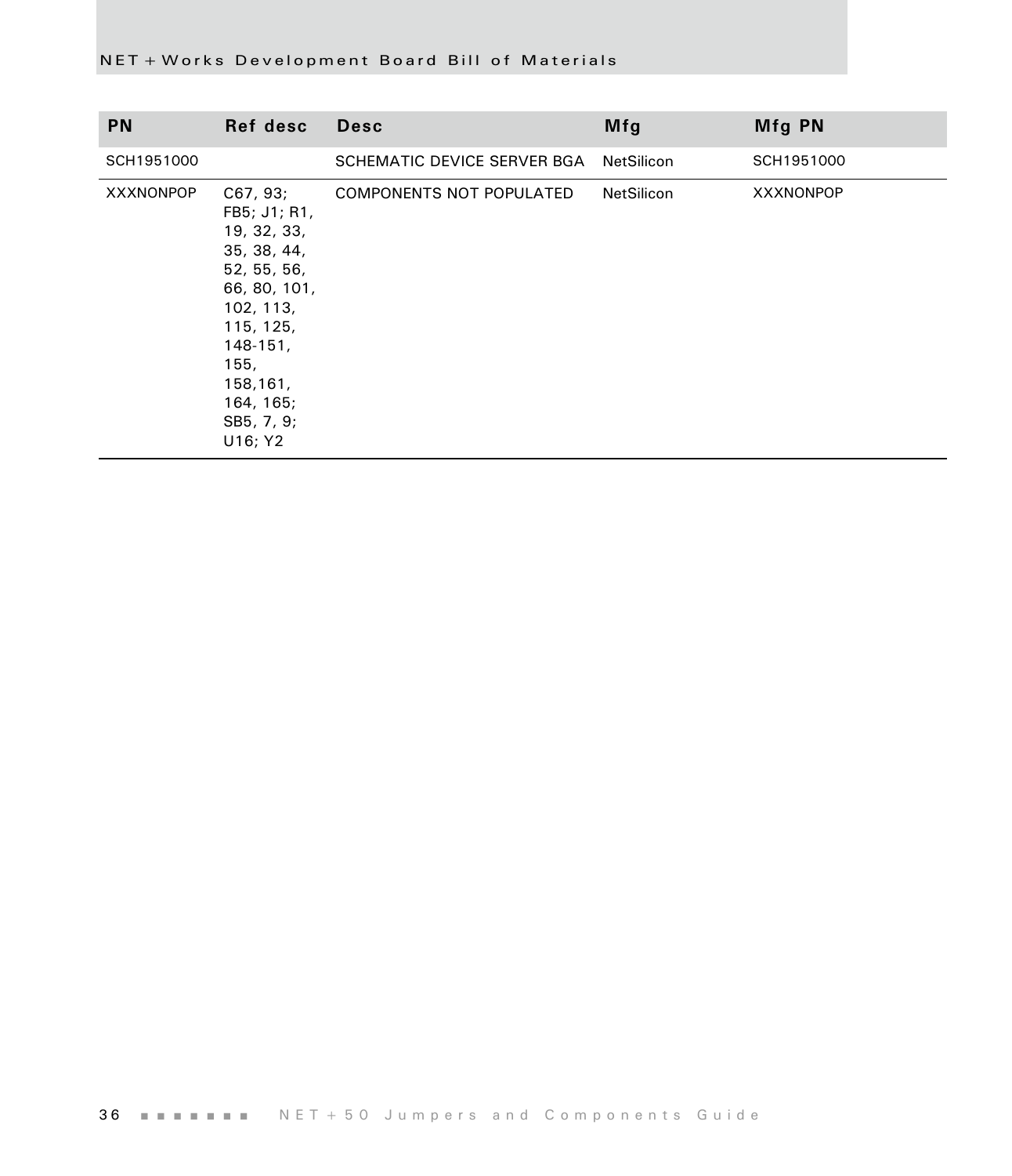| PN | Ref desc | Desc | Mfg | Mfg PN |
| --- | --- | --- | --- | --- |
| SCH1951000 | | SCHEMATIC DEVICE SERVER BGA | NetSilicon | SCH1951000 |
| XXXNONPOP | C67, 93; FB5; J1; R1, 19, 32, 33, 35, 38, 44, 52, 55, 56, 66, 80, 101, 102, 113, 115, 125, 148-151, 155, 158,161, 164, 165; SB5, 7, 9; U16; Y2 | COMPONENTS NOT POPULATED | NetSilicon | XXXNONPOP |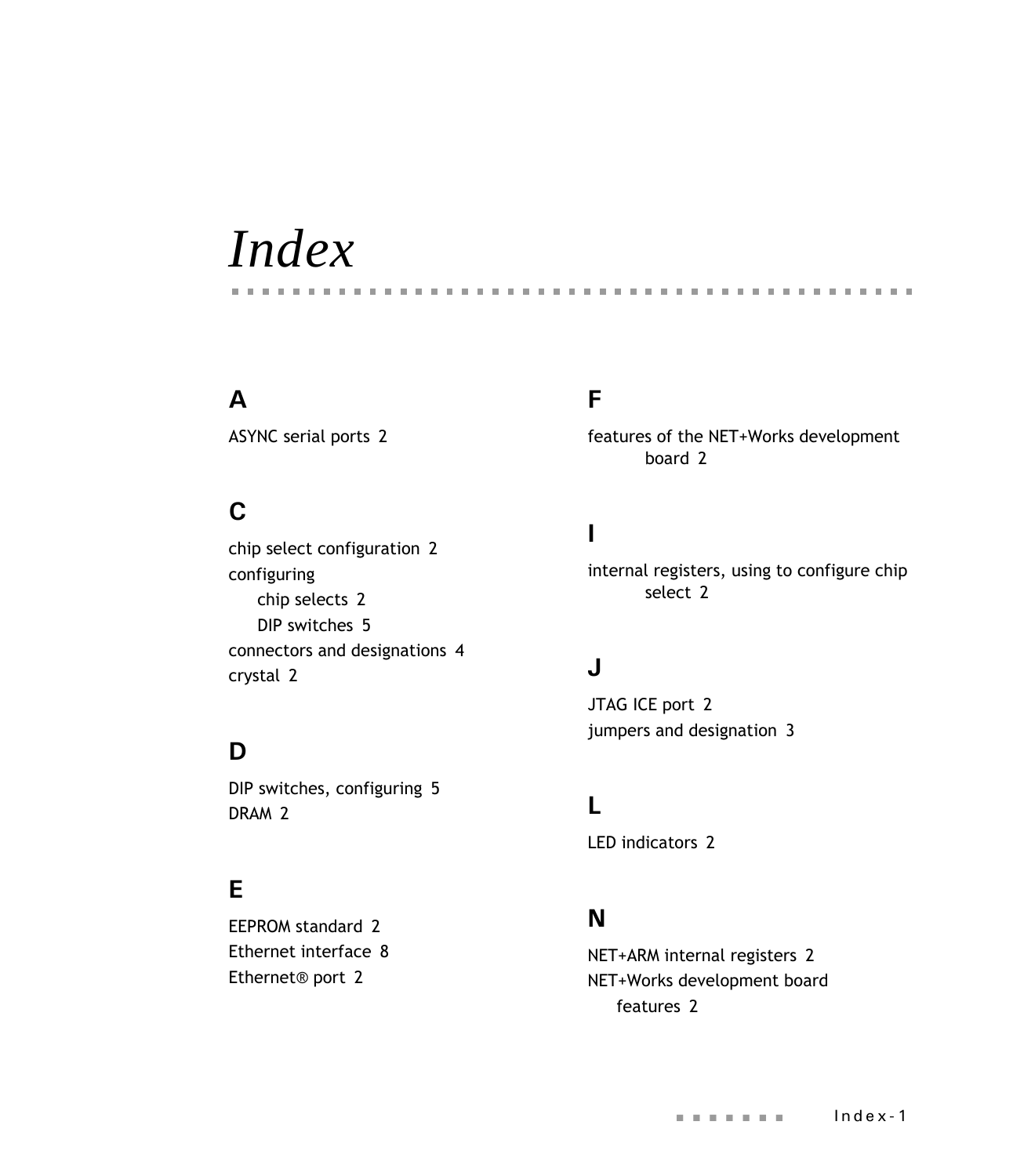# *Index*

## A

ASYNC serial ports 2

## C

chip select configuration 2
configuring
  chip selects 2
  DIP switches 5
connectors and designations 4
crystal 2

## D

DIP switches, configuring 5
DRAM 2

## E

EEPROM standard 2
Ethernet interface 8
Ethernet® port 2

## F

features of the NET+Works development board 2

## I

internal registers, using to configure chip select 2

## J

JTAG ICE port 2
jumpers and designation 3

## L

LED indicators 2

## N

NET+ARM internal registers 2
NET+Works development board
  features 2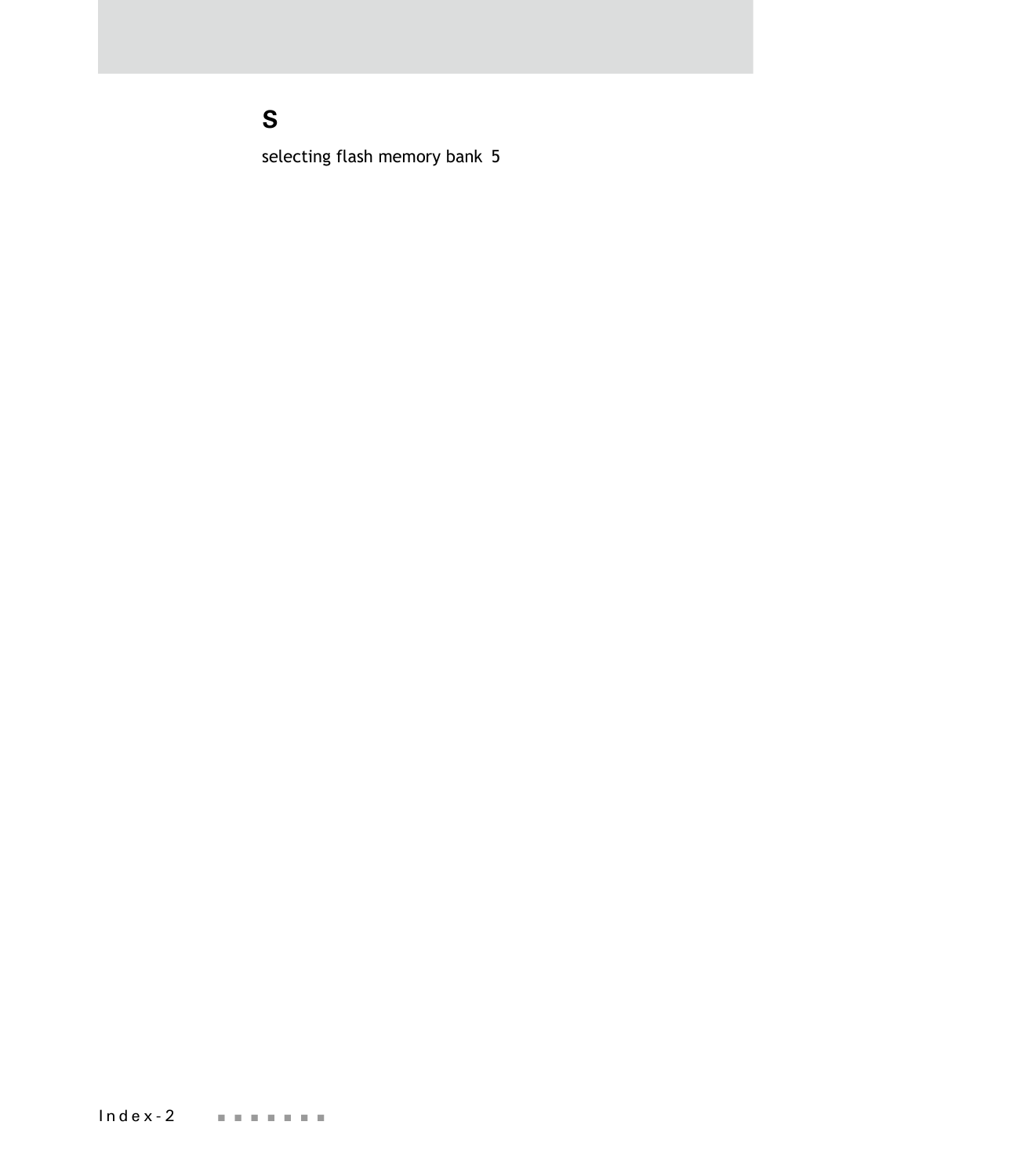## S

selecting flash memory bank 5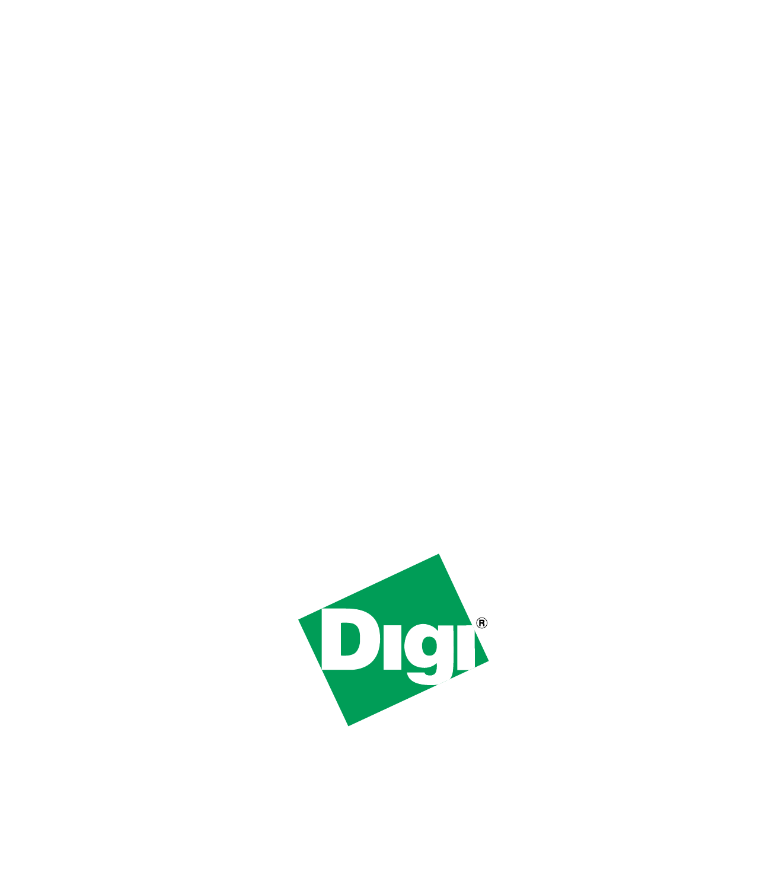Digi®